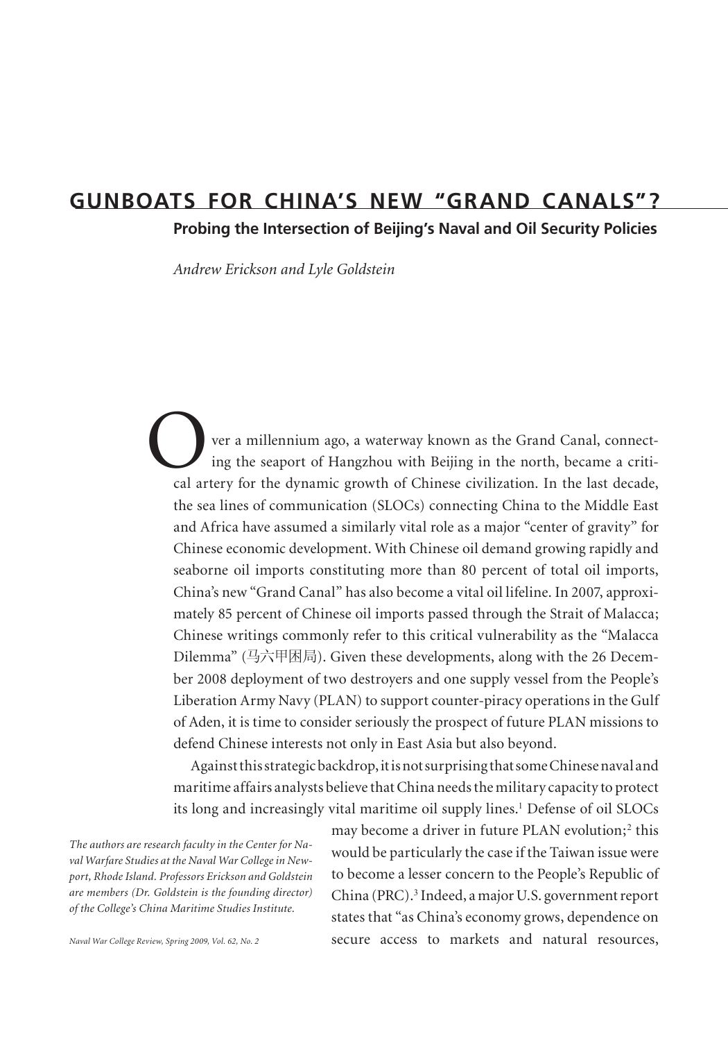# GUNBOATS FOR CHINA'S NEW "GRAND CANALS"?

## Probing the Intersection of Beijing's Naval and Oil Security Policies

*Andrew Erickson and Lyle Goldstein*

Over a millennium ago, a waterway known as the Grand Canal, connecting the seaport of Hangzhou with Beijing in the north, became a critical artery for the dynamic growth of Chinese civilization. In the last decade, the sea lines of communication (SLOCs) connecting China to the Middle East and Africa have assumed a similarly vital role as a major "center of gravity" for Chinese economic development. With Chinese oil demand growing rapidly and seaborne oil imports constituting more than 80 percent of total oil imports, China's new "Grand Canal" has also become a vital oil lifeline. In 2007, approximately 85 percent of Chinese oil imports passed through the Strait of Malacca; Chinese writings commonly refer to this critical vulnerability as the "Malacca Dilemma" (马六甲困局). Given these developments, along with the 26 December 2008 deployment of two destroyers and one supply vessel from the People's Liberation Army Navy (PLAN) to support counter-piracy operations in the Gulf of Aden, it is time to consider seriously the prospect of future PLAN missions to defend Chinese interests not only in East Asia but also beyond.

Against this strategic backdrop, it is not surprising that some Chinese naval and maritime affairs analysts believe that China needs the military capacity to protect its long and increasingly vital maritime oil supply lines.[1] Defense of oil SLOCs may become a driver in future PLAN evolution;[2] this would be particularly the case if the Taiwan issue were to become a lesser concern to the People's Republic of China (PRC).[3] Indeed, a major U.S. government report states that "as China's economy grows, dependence on secure access to markets and natural resources,

*The authors are research faculty in the Center for Naval Warfare Studies at the Naval War College in Newport, Rhode Island. Professors Erickson and Goldstein are members (Dr. Goldstein is the founding director) of the College's China Maritime Studies Institute.*

*Naval War College Review, Spring 2009, Vol. 62, No. 2*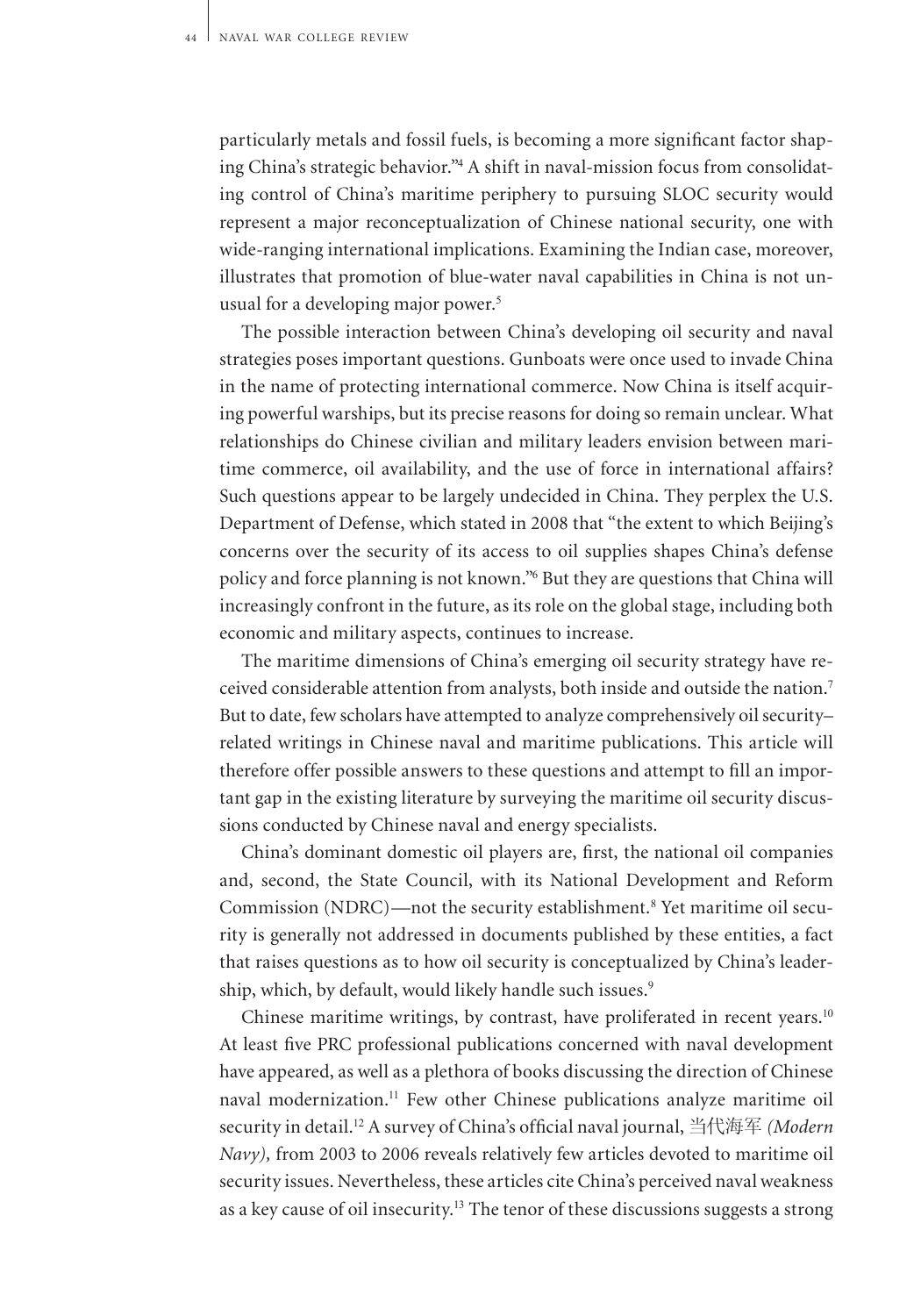particularly metals and fossil fuels, is becoming a more significant factor shaping China's strategic behavior."[4] A shift in naval-mission focus from consolidating control of China's maritime periphery to pursuing SLOC security would represent a major reconceptualization of Chinese national security, one with wide-ranging international implications. Examining the Indian case, moreover, illustrates that promotion of blue-water naval capabilities in China is not unusual for a developing major power.[5]

The possible interaction between China's developing oil security and naval strategies poses important questions. Gunboats were once used to invade China in the name of protecting international commerce. Now China is itself acquiring powerful warships, but its precise reasons for doing so remain unclear. What relationships do Chinese civilian and military leaders envision between maritime commerce, oil availability, and the use of force in international affairs? Such questions appear to be largely undecided in China. They perplex the U.S. Department of Defense, which stated in 2008 that "the extent to which Beijing's concerns over the security of its access to oil supplies shapes China's defense policy and force planning is not known."[6] But they are questions that China will increasingly confront in the future, as its role on the global stage, including both economic and military aspects, continues to increase.

The maritime dimensions of China's emerging oil security strategy have received considerable attention from analysts, both inside and outside the nation.[7] But to date, few scholars have attempted to analyze comprehensively oil security–related writings in Chinese naval and maritime publications. This article will therefore offer possible answers to these questions and attempt to fill an important gap in the existing literature by surveying the maritime oil security discussions conducted by Chinese naval and energy specialists.

China's dominant domestic oil players are, first, the national oil companies and, second, the State Council, with its National Development and Reform Commission (NDRC)—not the security establishment.[8] Yet maritime oil security is generally not addressed in documents published by these entities, a fact that raises questions as to how oil security is conceptualized by China's leadership, which, by default, would likely handle such issues.[9]

Chinese maritime writings, by contrast, have proliferated in recent years.[10] At least five PRC professional publications concerned with naval development have appeared, as well as a plethora of books discussing the direction of Chinese naval modernization.[11] Few other Chinese publications analyze maritime oil security in detail.[12] A survey of China's official naval journal, 当代海军 *(Modern Navy),* from 2003 to 2006 reveals relatively few articles devoted to maritime oil security issues. Nevertheless, these articles cite China's perceived naval weakness as a key cause of oil insecurity.[13] The tenor of these discussions suggests a strong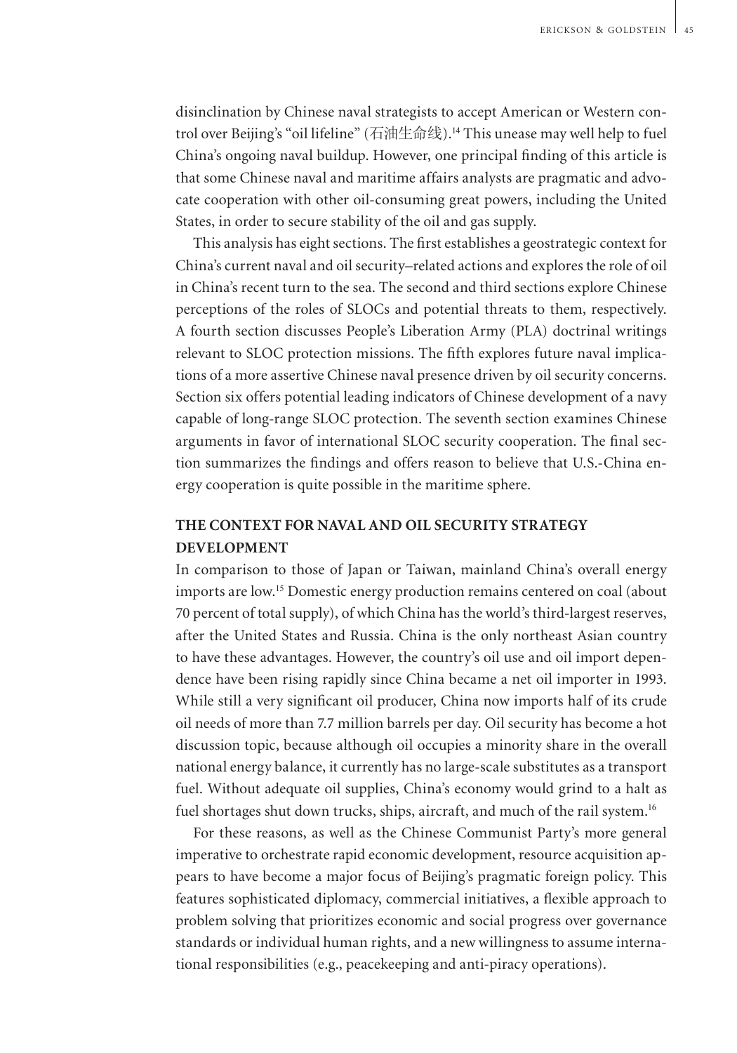disinclination by Chinese naval strategists to accept American or Western control over Beijing's "oil lifeline" (石油生命线).[14] This unease may well help to fuel China's ongoing naval buildup. However, one principal finding of this article is that some Chinese naval and maritime affairs analysts are pragmatic and advocate cooperation with other oil-consuming great powers, including the United States, in order to secure stability of the oil and gas supply.

This analysis has eight sections. The first establishes a geostrategic context for China's current naval and oil security–related actions and explores the role of oil in China's recent turn to the sea. The second and third sections explore Chinese perceptions of the roles of SLOCs and potential threats to them, respectively. A fourth section discusses People's Liberation Army (PLA) doctrinal writings relevant to SLOC protection missions. The fifth explores future naval implications of a more assertive Chinese naval presence driven by oil security concerns. Section six offers potential leading indicators of Chinese development of a navy capable of long-range SLOC protection. The seventh section examines Chinese arguments in favor of international SLOC security cooperation. The final section summarizes the findings and offers reason to believe that U.S.-China energy cooperation is quite possible in the maritime sphere.

## THE CONTEXT FOR NAVAL AND OIL SECURITY STRATEGY DEVELOPMENT

In comparison to those of Japan or Taiwan, mainland China's overall energy imports are low.[15] Domestic energy production remains centered on coal (about 70 percent of total supply), of which China has the world's third-largest reserves, after the United States and Russia. China is the only northeast Asian country to have these advantages. However, the country's oil use and oil import dependence have been rising rapidly since China became a net oil importer in 1993. While still a very significant oil producer, China now imports half of its crude oil needs of more than 7.7 million barrels per day. Oil security has become a hot discussion topic, because although oil occupies a minority share in the overall national energy balance, it currently has no large-scale substitutes as a transport fuel. Without adequate oil supplies, China's economy would grind to a halt as fuel shortages shut down trucks, ships, aircraft, and much of the rail system.[16]

For these reasons, as well as the Chinese Communist Party's more general imperative to orchestrate rapid economic development, resource acquisition appears to have become a major focus of Beijing's pragmatic foreign policy. This features sophisticated diplomacy, commercial initiatives, a flexible approach to problem solving that prioritizes economic and social progress over governance standards or individual human rights, and a new willingness to assume international responsibilities (e.g., peacekeeping and anti-piracy operations).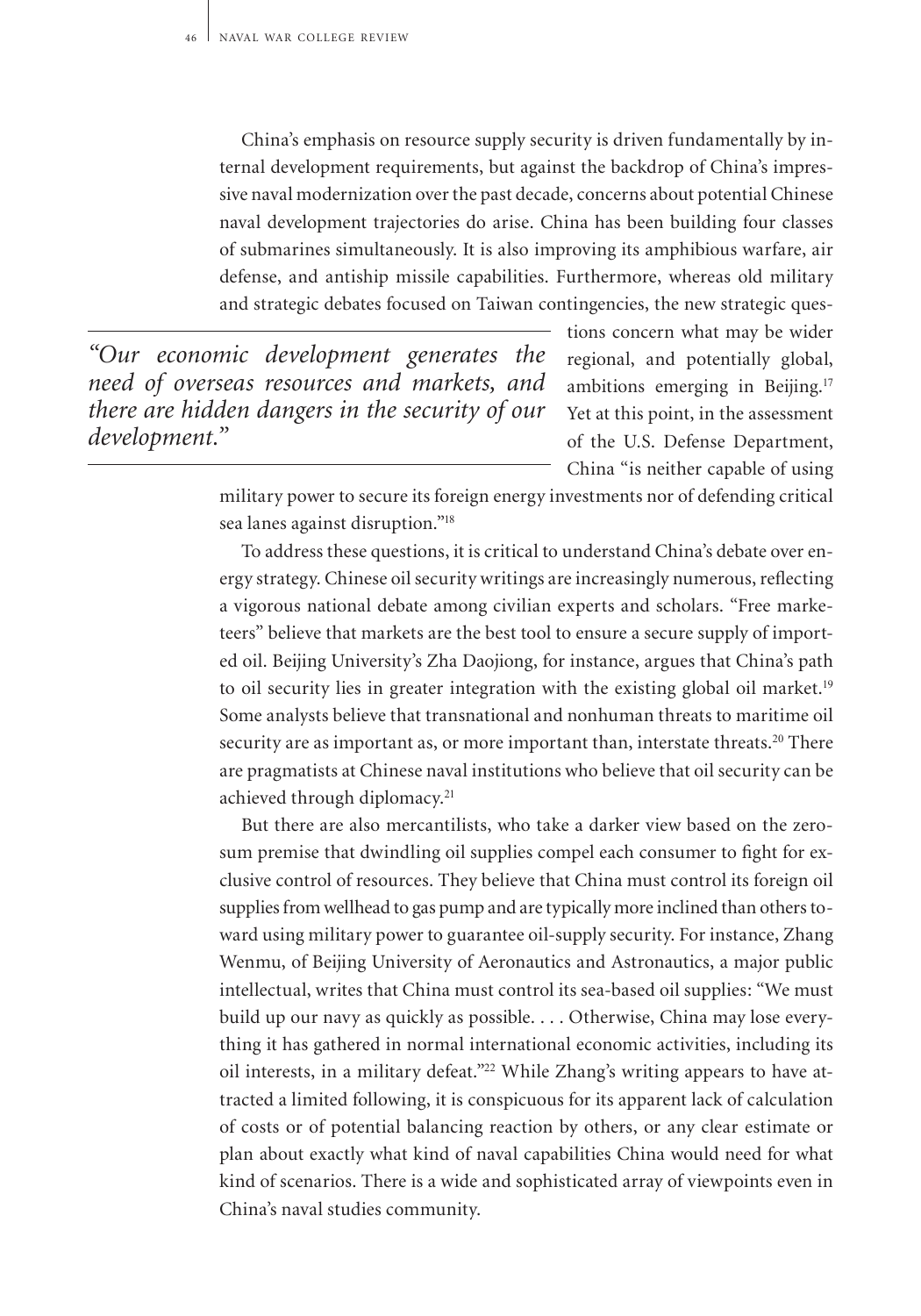China's emphasis on resource supply security is driven fundamentally by internal development requirements, but against the backdrop of China's impressive naval modernization over the past decade, concerns about potential Chinese naval development trajectories do arise. China has been building four classes of submarines simultaneously. It is also improving its amphibious warfare, air defense, and antiship missile capabilities. Furthermore, whereas old military and strategic debates focused on Taiwan contingencies, the new strategic questions concern what may be wider regional, and potentially global, ambitions emerging in Beijing.[17] Yet at this point, in the assessment of the U.S. Defense Department, China "is neither capable of using military power to secure its foreign energy investments nor of defending critical sea lanes against disruption."[18]

> *"Our economic development generates the need of overseas resources and markets, and there are hidden dangers in the security of our development."*

To address these questions, it is critical to understand China's debate over energy strategy. Chinese oil security writings are increasingly numerous, reflecting a vigorous national debate among civilian experts and scholars. "Free marketeers" believe that markets are the best tool to ensure a secure supply of imported oil. Beijing University's Zha Daojiong, for instance, argues that China's path to oil security lies in greater integration with the existing global oil market.[19] Some analysts believe that transnational and nonhuman threats to maritime oil security are as important as, or more important than, interstate threats.[20] There are pragmatists at Chinese naval institutions who believe that oil security can be achieved through diplomacy.[21]

But there are also mercantilists, who take a darker view based on the zero-sum premise that dwindling oil supplies compel each consumer to fight for exclusive control of resources. They believe that China must control its foreign oil supplies from wellhead to gas pump and are typically more inclined than others toward using military power to guarantee oil-supply security. For instance, Zhang Wenmu, of Beijing University of Aeronautics and Astronautics, a major public intellectual, writes that China must control its sea-based oil supplies: "We must build up our navy as quickly as possible. . . . Otherwise, China may lose everything it has gathered in normal international economic activities, including its oil interests, in a military defeat."[22] While Zhang's writing appears to have attracted a limited following, it is conspicuous for its apparent lack of calculation of costs or of potential balancing reaction by others, or any clear estimate or plan about exactly what kind of naval capabilities China would need for what kind of scenarios. There is a wide and sophisticated array of viewpoints even in China's naval studies community.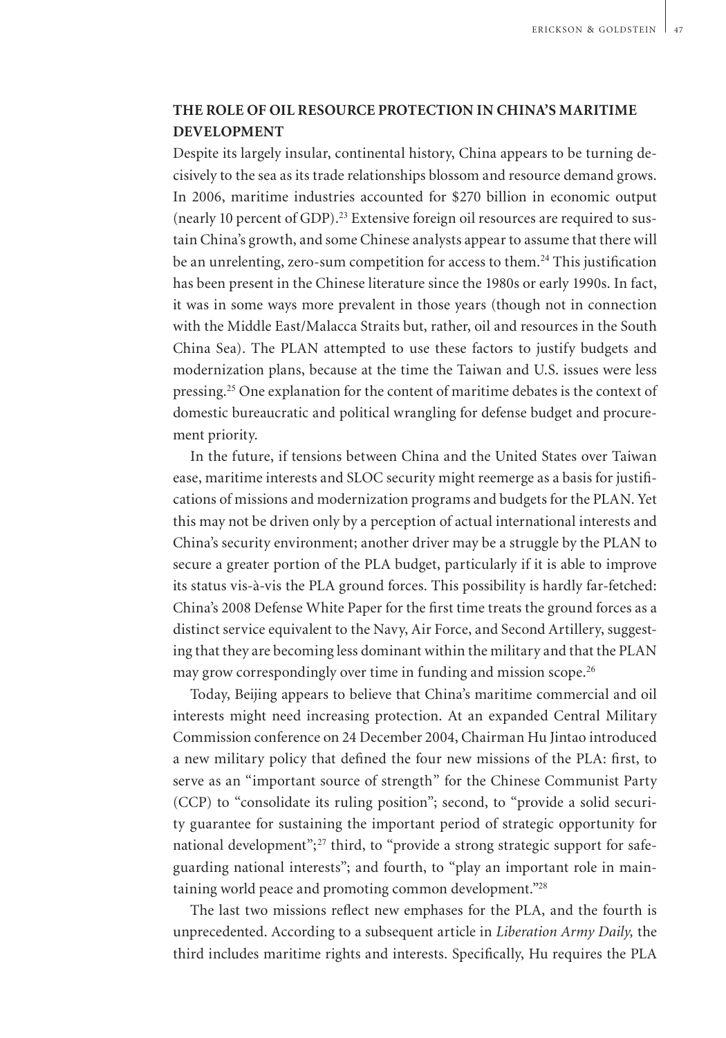## THE ROLE OF OIL RESOURCE PROTECTION IN CHINA'S MARITIME DEVELOPMENT

Despite its largely insular, continental history, China appears to be turning decisively to the sea as its trade relationships blossom and resource demand grows. In 2006, maritime industries accounted for $270 billion in economic output (nearly 10 percent of GDP).[23] Extensive foreign oil resources are required to sustain China's growth, and some Chinese analysts appear to assume that there will be an unrelenting, zero-sum competition for access to them.[24] This justification has been present in the Chinese literature since the 1980s or early 1990s. In fact, it was in some ways more prevalent in those years (though not in connection with the Middle East/Malacca Straits but, rather, oil and resources in the South China Sea). The PLAN attempted to use these factors to justify budgets and modernization plans, because at the time the Taiwan and U.S. issues were less pressing.[25] One explanation for the content of maritime debates is the context of domestic bureaucratic and political wrangling for defense budget and procurement priority.

In the future, if tensions between China and the United States over Taiwan ease, maritime interests and SLOC security might reemerge as a basis for justifications of missions and modernization programs and budgets for the PLAN. Yet this may not be driven only by a perception of actual international interests and China's security environment; another driver may be a struggle by the PLAN to secure a greater portion of the PLA budget, particularly if it is able to improve its status vis-à-vis the PLA ground forces. This possibility is hardly far-fetched: China's 2008 Defense White Paper for the first time treats the ground forces as a distinct service equivalent to the Navy, Air Force, and Second Artillery, suggesting that they are becoming less dominant within the military and that the PLAN may grow correspondingly over time in funding and mission scope.[26]

Today, Beijing appears to believe that China's maritime commercial and oil interests might need increasing protection. At an expanded Central Military Commission conference on 24 December 2004, Chairman Hu Jintao introduced a new military policy that defined the four new missions of the PLA: first, to serve as an "important source of strength" for the Chinese Communist Party (CCP) to "consolidate its ruling position"; second, to "provide a solid security guarantee for sustaining the important period of strategic opportunity for national development";[27] third, to "provide a strong strategic support for safeguarding national interests"; and fourth, to "play an important role in maintaining world peace and promoting common development."[28]

The last two missions reflect new emphases for the PLA, and the fourth is unprecedented. According to a subsequent article in *Liberation Army Daily,* the third includes maritime rights and interests. Specifically, Hu requires the PLA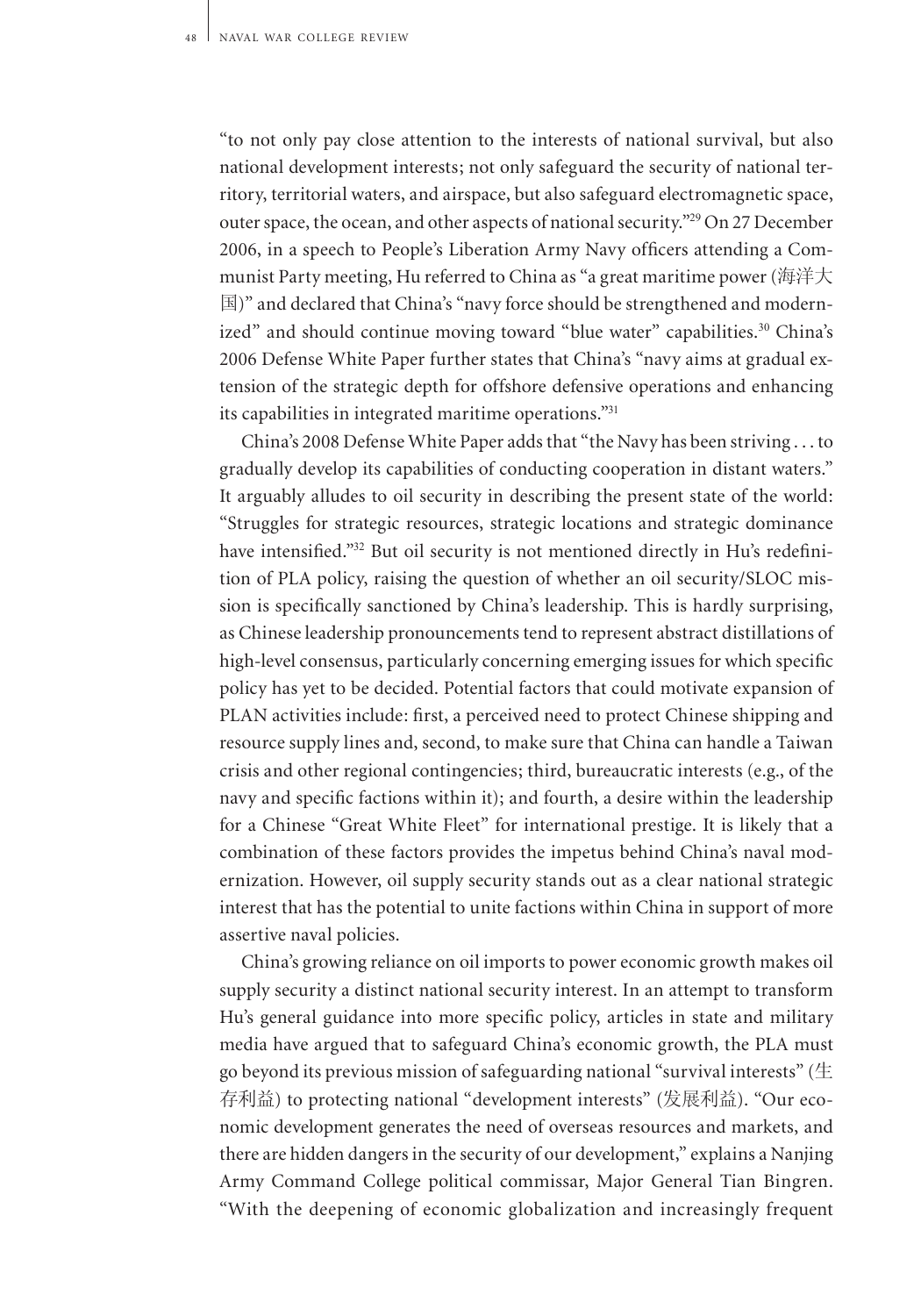"to not only pay close attention to the interests of national survival, but also national development interests; not only safeguard the security of national territory, territorial waters, and airspace, but also safeguard electromagnetic space, outer space, the ocean, and other aspects of national security."[29] On 27 December 2006, in a speech to People's Liberation Army Navy officers attending a Communist Party meeting, Hu referred to China as "a great maritime power (海洋大国)" and declared that China's "navy force should be strengthened and modernized" and should continue moving toward "blue water" capabilities.[30] China's 2006 Defense White Paper further states that China's "navy aims at gradual extension of the strategic depth for offshore defensive operations and enhancing its capabilities in integrated maritime operations."[31]

China's 2008 Defense White Paper adds that "the Navy has been striving . . . to gradually develop its capabilities of conducting cooperation in distant waters." It arguably alludes to oil security in describing the present state of the world: "Struggles for strategic resources, strategic locations and strategic dominance have intensified."[32] But oil security is not mentioned directly in Hu's redefinition of PLA policy, raising the question of whether an oil security/SLOC mission is specifically sanctioned by China's leadership. This is hardly surprising, as Chinese leadership pronouncements tend to represent abstract distillations of high-level consensus, particularly concerning emerging issues for which specific policy has yet to be decided. Potential factors that could motivate expansion of PLAN activities include: first, a perceived need to protect Chinese shipping and resource supply lines and, second, to make sure that China can handle a Taiwan crisis and other regional contingencies; third, bureaucratic interests (e.g., of the navy and specific factions within it); and fourth, a desire within the leadership for a Chinese "Great White Fleet" for international prestige. It is likely that a combination of these factors provides the impetus behind China's naval modernization. However, oil supply security stands out as a clear national strategic interest that has the potential to unite factions within China in support of more assertive naval policies.

China's growing reliance on oil imports to power economic growth makes oil supply security a distinct national security interest. In an attempt to transform Hu's general guidance into more specific policy, articles in state and military media have argued that to safeguard China's economic growth, the PLA must go beyond its previous mission of safeguarding national "survival interests" (生存利益) to protecting national "development interests" (发展利益). "Our economic development generates the need of overseas resources and markets, and there are hidden dangers in the security of our development," explains a Nanjing Army Command College political commissar, Major General Tian Bingren. "With the deepening of economic globalization and increasingly frequent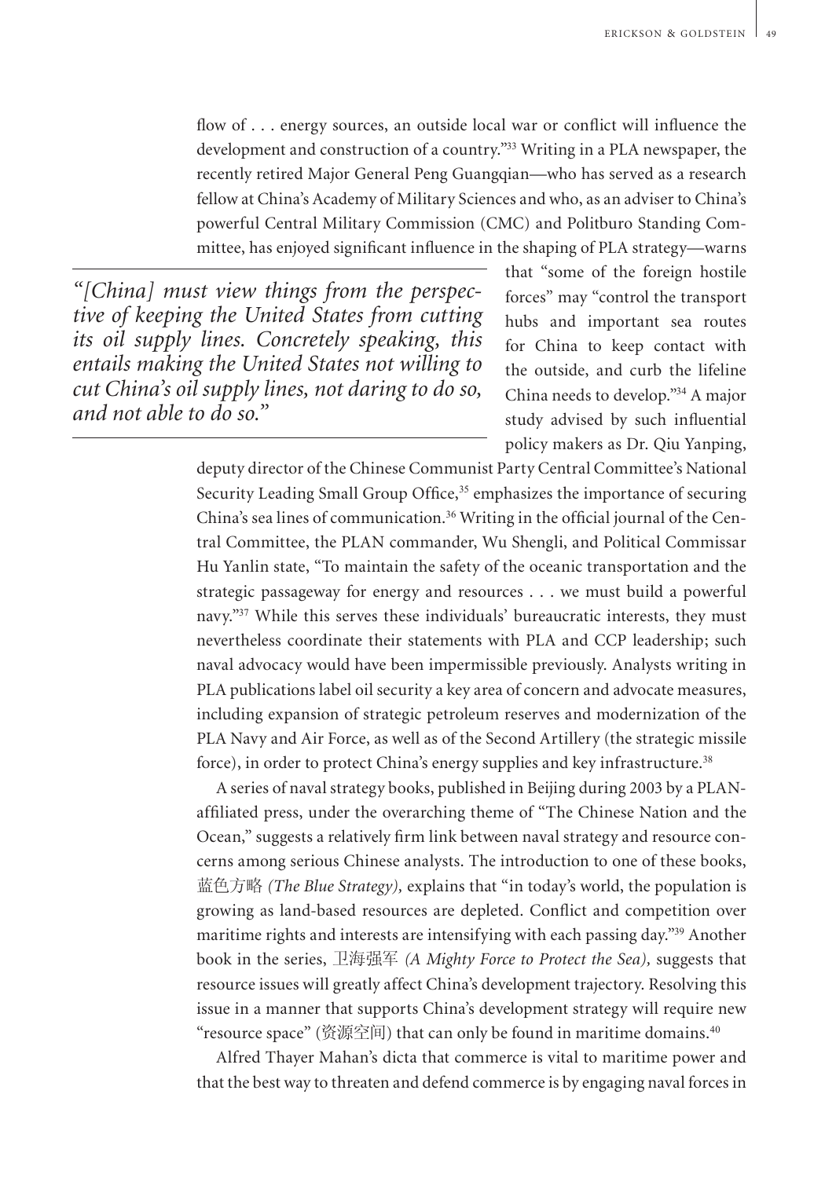flow of . . . energy sources, an outside local war or conflict will influence the development and construction of a country."[33] Writing in a PLA newspaper, the recently retired Major General Peng Guangqian—who has served as a research fellow at China's Academy of Military Sciences and who, as an adviser to China's powerful Central Military Commission (CMC) and Politburo Standing Committee, has enjoyed significant influence in the shaping of PLA strategy—warns that "some of the foreign hostile forces" may "control the transport hubs and important sea routes for China to keep contact with the outside, and curb the lifeline China needs to develop."[34] A major study advised by such influential policy makers as Dr. Qiu Yanping, deputy director of the Chinese Communist Party Central Committee's National Security Leading Small Group Office,[35] emphasizes the importance of securing China's sea lines of communication.[36] Writing in the official journal of the Central Committee, the PLAN commander, Wu Shengli, and Political Commissar Hu Yanlin state, "To maintain the safety of the oceanic transportation and the strategic passageway for energy and resources . . . we must build a powerful navy."[37] While this serves these individuals' bureaucratic interests, they must nevertheless coordinate their statements with PLA and CCP leadership; such naval advocacy would have been impermissible previously. Analysts writing in PLA publications label oil security a key area of concern and advocate measures, including expansion of strategic petroleum reserves and modernization of the PLA Navy and Air Force, as well as of the Second Artillery (the strategic missile force), in order to protect China's energy supplies and key infrastructure.[38]

> *"[China] must view things from the perspective of keeping the United States from cutting its oil supply lines. Concretely speaking, this entails making the United States not willing to cut China's oil supply lines, not daring to do so, and not able to do so."*

A series of naval strategy books, published in Beijing during 2003 by a PLAN-affiliated press, under the overarching theme of "The Chinese Nation and the Ocean," suggests a relatively firm link between naval strategy and resource concerns among serious Chinese analysts. The introduction to one of these books, 蓝色方略 *(The Blue Strategy),* explains that "in today's world, the population is growing as land-based resources are depleted. Conflict and competition over maritime rights and interests are intensifying with each passing day."[39] Another book in the series, 卫海强军 *(A Mighty Force to Protect the Sea),* suggests that resource issues will greatly affect China's development trajectory. Resolving this issue in a manner that supports China's development strategy will require new "resource space" (资源空间) that can only be found in maritime domains.[40]

Alfred Thayer Mahan's dicta that commerce is vital to maritime power and that the best way to threaten and defend commerce is by engaging naval forces in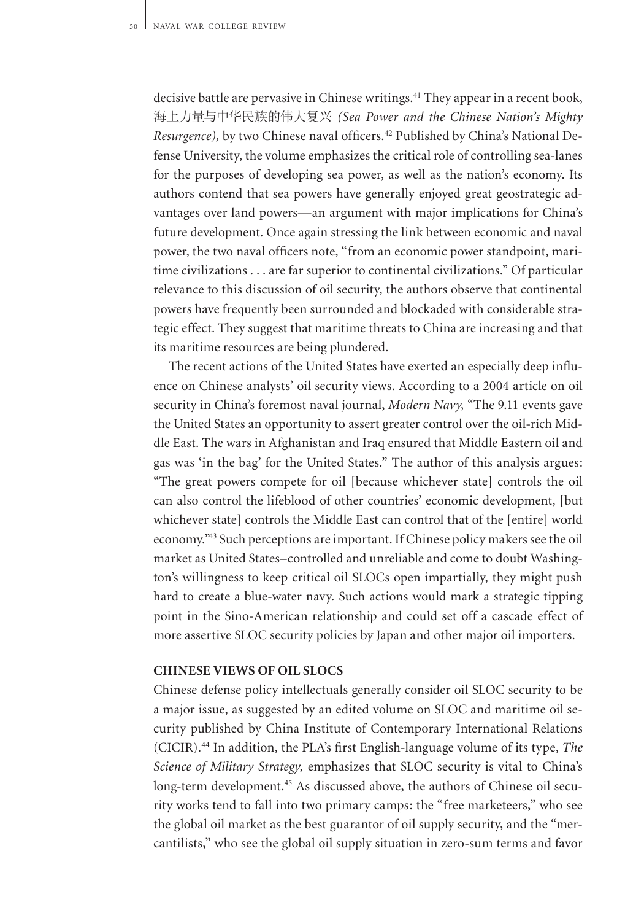decisive battle are pervasive in Chinese writings.[41] They appear in a recent book, 海上力量与中华民族的伟大复兴 *(Sea Power and the Chinese Nation's Mighty Resurgence),* by two Chinese naval officers.[42] Published by China's National Defense University, the volume emphasizes the critical role of controlling sea-lanes for the purposes of developing sea power, as well as the nation's economy. Its authors contend that sea powers have generally enjoyed great geostrategic advantages over land powers—an argument with major implications for China's future development. Once again stressing the link between economic and naval power, the two naval officers note, "from an economic power standpoint, maritime civilizations . . . are far superior to continental civilizations." Of particular relevance to this discussion of oil security, the authors observe that continental powers have frequently been surrounded and blockaded with considerable strategic effect. They suggest that maritime threats to China are increasing and that its maritime resources are being plundered.

The recent actions of the United States have exerted an especially deep influence on Chinese analysts' oil security views. According to a 2004 article on oil security in China's foremost naval journal, *Modern Navy,* "The 9.11 events gave the United States an opportunity to assert greater control over the oil-rich Middle East. The wars in Afghanistan and Iraq ensured that Middle Eastern oil and gas was 'in the bag' for the United States." The author of this analysis argues: "The great powers compete for oil [because whichever state] controls the oil can also control the lifeblood of other countries' economic development, [but whichever state] controls the Middle East can control that of the [entire] world economy."[43] Such perceptions are important. If Chinese policy makers see the oil market as United States–controlled and unreliable and come to doubt Washington's willingness to keep critical oil SLOCs open impartially, they might push hard to create a blue-water navy. Such actions would mark a strategic tipping point in the Sino-American relationship and could set off a cascade effect of more assertive SLOC security policies by Japan and other major oil importers.

### CHINESE VIEWS OF OIL SLOCS

Chinese defense policy intellectuals generally consider oil SLOC security to be a major issue, as suggested by an edited volume on SLOC and maritime oil security published by China Institute of Contemporary International Relations (CICIR).[44] In addition, the PLA's first English-language volume of its type, *The Science of Military Strategy,* emphasizes that SLOC security is vital to China's long-term development.[45] As discussed above, the authors of Chinese oil security works tend to fall into two primary camps: the "free marketeers," who see the global oil market as the best guarantor of oil supply security, and the "mercantilists," who see the global oil supply situation in zero-sum terms and favor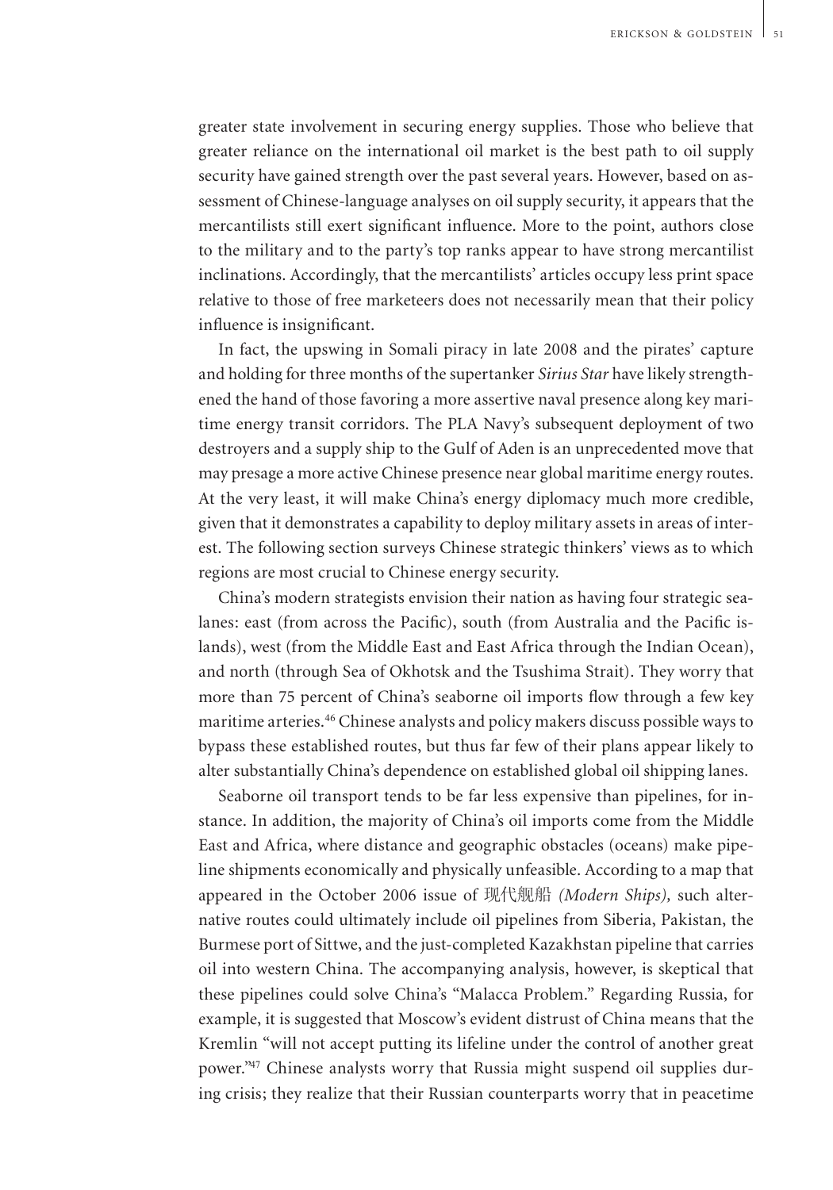greater state involvement in securing energy supplies. Those who believe that greater reliance on the international oil market is the best path to oil supply security have gained strength over the past several years. However, based on assessment of Chinese-language analyses on oil supply security, it appears that the mercantilists still exert significant influence. More to the point, authors close to the military and to the party's top ranks appear to have strong mercantilist inclinations. Accordingly, that the mercantilists' articles occupy less print space relative to those of free marketeers does not necessarily mean that their policy influence is insignificant.

In fact, the upswing in Somali piracy in late 2008 and the pirates' capture and holding for three months of the supertanker *Sirius Star* have likely strengthened the hand of those favoring a more assertive naval presence along key maritime energy transit corridors. The PLA Navy's subsequent deployment of two destroyers and a supply ship to the Gulf of Aden is an unprecedented move that may presage a more active Chinese presence near global maritime energy routes. At the very least, it will make China's energy diplomacy much more credible, given that it demonstrates a capability to deploy military assets in areas of interest. The following section surveys Chinese strategic thinkers' views as to which regions are most crucial to Chinese energy security.

China's modern strategists envision their nation as having four strategic sealanes: east (from across the Pacific), south (from Australia and the Pacific islands), west (from the Middle East and East Africa through the Indian Ocean), and north (through Sea of Okhotsk and the Tsushima Strait). They worry that more than 75 percent of China's seaborne oil imports flow through a few key maritime arteries.[46] Chinese analysts and policy makers discuss possible ways to bypass these established routes, but thus far few of their plans appear likely to alter substantially China's dependence on established global oil shipping lanes.

Seaborne oil transport tends to be far less expensive than pipelines, for instance. In addition, the majority of China's oil imports come from the Middle East and Africa, where distance and geographic obstacles (oceans) make pipeline shipments economically and physically unfeasible. According to a map that appeared in the October 2006 issue of 现代舰船 *(Modern Ships),* such alternative routes could ultimately include oil pipelines from Siberia, Pakistan, the Burmese port of Sittwe, and the just-completed Kazakhstan pipeline that carries oil into western China. The accompanying analysis, however, is skeptical that these pipelines could solve China's "Malacca Problem." Regarding Russia, for example, it is suggested that Moscow's evident distrust of China means that the Kremlin "will not accept putting its lifeline under the control of another great power."[47] Chinese analysts worry that Russia might suspend oil supplies during crisis; they realize that their Russian counterparts worry that in peacetime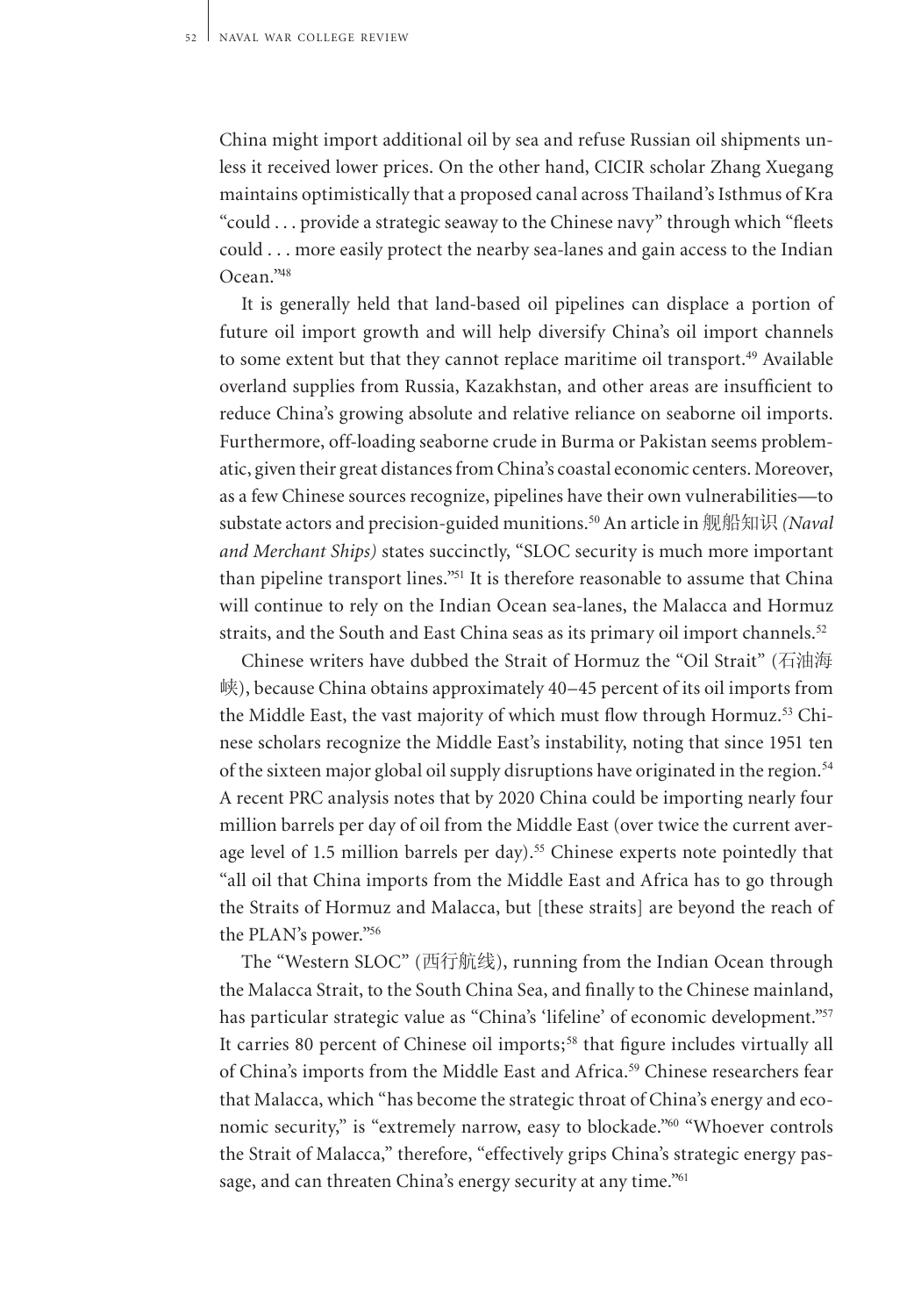China might import additional oil by sea and refuse Russian oil shipments unless it received lower prices. On the other hand, CICIR scholar Zhang Xuegang maintains optimistically that a proposed canal across Thailand's Isthmus of Kra "could . . . provide a strategic seaway to the Chinese navy" through which "fleets could . . . more easily protect the nearby sea-lanes and gain access to the Indian Ocean."[48]

It is generally held that land-based oil pipelines can displace a portion of future oil import growth and will help diversify China's oil import channels to some extent but that they cannot replace maritime oil transport.[49] Available overland supplies from Russia, Kazakhstan, and other areas are insufficient to reduce China's growing absolute and relative reliance on seaborne oil imports. Furthermore, off-loading seaborne crude in Burma or Pakistan seems problematic, given their great distances from China's coastal economic centers. Moreover, as a few Chinese sources recognize, pipelines have their own vulnerabilities—to substate actors and precision-guided munitions.[50] An article in 舰船知识 *(Naval and Merchant Ships)* states succinctly, "SLOC security is much more important than pipeline transport lines."[51] It is therefore reasonable to assume that China will continue to rely on the Indian Ocean sea-lanes, the Malacca and Hormuz straits, and the South and East China seas as its primary oil import channels.[52]

Chinese writers have dubbed the Strait of Hormuz the "Oil Strait" (石油海峡), because China obtains approximately 40–45 percent of its oil imports from the Middle East, the vast majority of which must flow through Hormuz.[53] Chinese scholars recognize the Middle East's instability, noting that since 1951 ten of the sixteen major global oil supply disruptions have originated in the region.[54] A recent PRC analysis notes that by 2020 China could be importing nearly four million barrels per day of oil from the Middle East (over twice the current average level of 1.5 million barrels per day).[55] Chinese experts note pointedly that "all oil that China imports from the Middle East and Africa has to go through the Straits of Hormuz and Malacca, but [these straits] are beyond the reach of the PLAN's power."[56]

The "Western SLOC" (西行航线), running from the Indian Ocean through the Malacca Strait, to the South China Sea, and finally to the Chinese mainland, has particular strategic value as "China's 'lifeline' of economic development."[57] It carries 80 percent of Chinese oil imports;[58] that figure includes virtually all of China's imports from the Middle East and Africa.[59] Chinese researchers fear that Malacca, which "has become the strategic throat of China's energy and economic security," is "extremely narrow, easy to blockade."[60] "Whoever controls the Strait of Malacca," therefore, "effectively grips China's strategic energy passage, and can threaten China's energy security at any time."[61]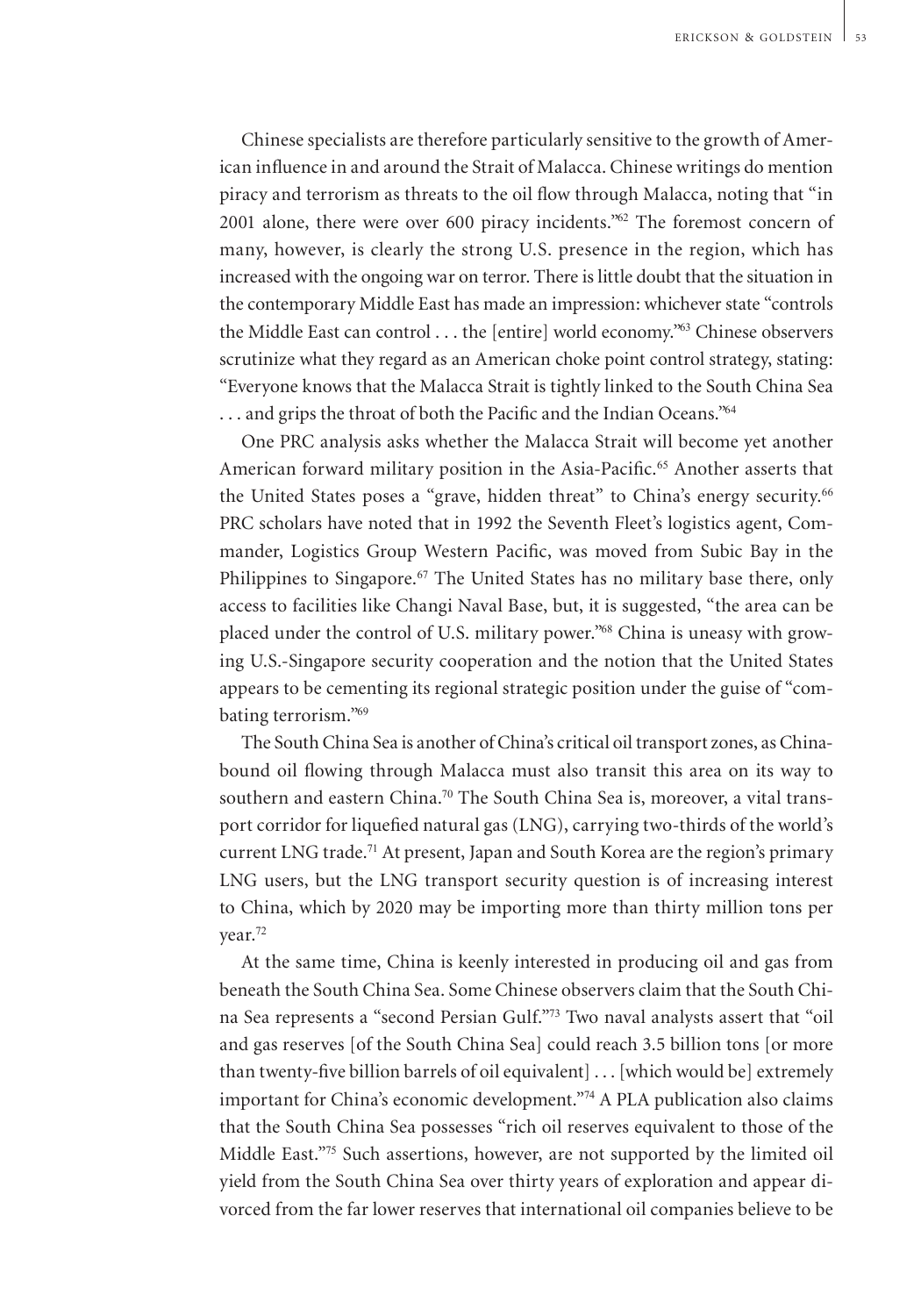Chinese specialists are therefore particularly sensitive to the growth of American influence in and around the Strait of Malacca. Chinese writings do mention piracy and terrorism as threats to the oil flow through Malacca, noting that "in 2001 alone, there were over 600 piracy incidents."[62] The foremost concern of many, however, is clearly the strong U.S. presence in the region, which has increased with the ongoing war on terror. There is little doubt that the situation in the contemporary Middle East has made an impression: whichever state "controls the Middle East can control . . . the [entire] world economy."[63] Chinese observers scrutinize what they regard as an American choke point control strategy, stating: "Everyone knows that the Malacca Strait is tightly linked to the South China Sea . . . and grips the throat of both the Pacific and the Indian Oceans."[64]

One PRC analysis asks whether the Malacca Strait will become yet another American forward military position in the Asia-Pacific.[65] Another asserts that the United States poses a "grave, hidden threat" to China's energy security.[66] PRC scholars have noted that in 1992 the Seventh Fleet's logistics agent, Commander, Logistics Group Western Pacific, was moved from Subic Bay in the Philippines to Singapore.[67] The United States has no military base there, only access to facilities like Changi Naval Base, but, it is suggested, "the area can be placed under the control of U.S. military power."[68] China is uneasy with growing U.S.-Singapore security cooperation and the notion that the United States appears to be cementing its regional strategic position under the guise of "combating terrorism."[69]

The South China Sea is another of China's critical oil transport zones, as China-bound oil flowing through Malacca must also transit this area on its way to southern and eastern China.[70] The South China Sea is, moreover, a vital transport corridor for liquefied natural gas (LNG), carrying two-thirds of the world's current LNG trade.[71] At present, Japan and South Korea are the region's primary LNG users, but the LNG transport security question is of increasing interest to China, which by 2020 may be importing more than thirty million tons per year.[72]

At the same time, China is keenly interested in producing oil and gas from beneath the South China Sea. Some Chinese observers claim that the South China Sea represents a "second Persian Gulf."[73] Two naval analysts assert that "oil and gas reserves [of the South China Sea] could reach 3.5 billion tons [or more than twenty-five billion barrels of oil equivalent] . . . [which would be] extremely important for China's economic development."[74] A PLA publication also claims that the South China Sea possesses "rich oil reserves equivalent to those of the Middle East."[75] Such assertions, however, are not supported by the limited oil yield from the South China Sea over thirty years of exploration and appear divorced from the far lower reserves that international oil companies believe to be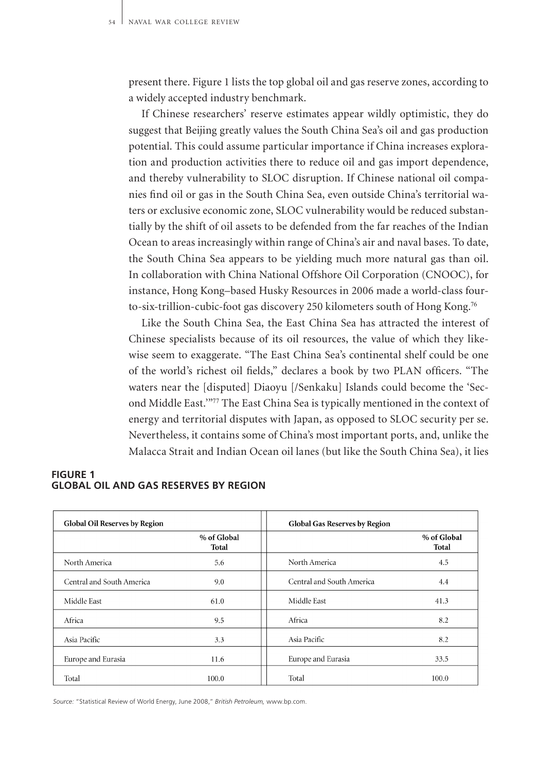present there. Figure 1 lists the top global oil and gas reserve zones, according to a widely accepted industry benchmark.

If Chinese researchers' reserve estimates appear wildly optimistic, they do suggest that Beijing greatly values the South China Sea's oil and gas production potential. This could assume particular importance if China increases exploration and production activities there to reduce oil and gas import dependence, and thereby vulnerability to SLOC disruption. If Chinese national oil companies find oil or gas in the South China Sea, even outside China's territorial waters or exclusive economic zone, SLOC vulnerability would be reduced substantially by the shift of oil assets to be defended from the far reaches of the Indian Ocean to areas increasingly within range of China's air and naval bases. To date, the South China Sea appears to be yielding much more natural gas than oil. In collaboration with China National Offshore Oil Corporation (CNOOC), for instance, Hong Kong–based Husky Resources in 2006 made a world-class four-to-six-trillion-cubic-foot gas discovery 250 kilometers south of Hong Kong.[76]

Like the South China Sea, the East China Sea has attracted the interest of Chinese specialists because of its oil resources, the value of which they likewise seem to exaggerate. "The East China Sea's continental shelf could be one of the world's richest oil fields," declares a book by two PLAN officers. "The waters near the [disputed] Diaoyu [/Senkaku] Islands could become the 'Second Middle East.'"[77] The East China Sea is typically mentioned in the context of energy and territorial disputes with Japan, as opposed to SLOC security per se. Nevertheless, it contains some of China's most important ports, and, unlike the Malacca Strait and Indian Ocean oil lanes (but like the South China Sea), it lies

**FIGURE 1**
**GLOBAL OIL AND GAS RESERVES BY REGION**

| Global Oil Reserves by Region | % of Global Total |
|---|---|
| North America | 5.6 |
| Central and South America | 9.0 |
| Middle East | 61.0 |
| Africa | 9.5 |
| Asia Pacific | 3.3 |
| Europe and Eurasia | 11.6 |
| Total | 100.0 |

| Global Gas Reserves by Region | % of Global Total |
|---|---|
| North America | 4.5 |
| Central and South America | 4.4 |
| Middle East | 41.3 |
| Africa | 8.2 |
| Asia Pacific | 8.2 |
| Europe and Eurasia | 33.5 |
| Total | 100.0 |

*Source:* "Statistical Review of World Energy, June 2008," *British Petroleum,* www.bp.com.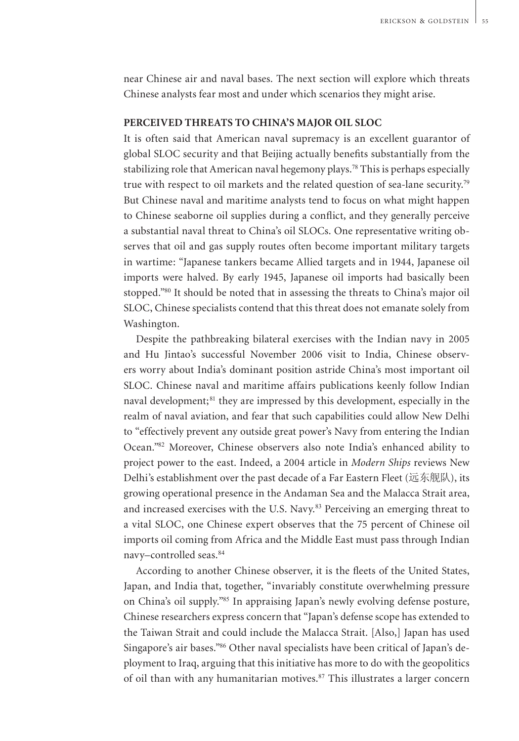near Chinese air and naval bases. The next section will explore which threats Chinese analysts fear most and under which scenarios they might arise.

## PERCEIVED THREATS TO CHINA'S MAJOR OIL SLOC

It is often said that American naval supremacy is an excellent guarantor of global SLOC security and that Beijing actually benefits substantially from the stabilizing role that American naval hegemony plays.[78] This is perhaps especially true with respect to oil markets and the related question of sea-lane security.[79] But Chinese naval and maritime analysts tend to focus on what might happen to Chinese seaborne oil supplies during a conflict, and they generally perceive a substantial naval threat to China's oil SLOCs. One representative writing observes that oil and gas supply routes often become important military targets in wartime: "Japanese tankers became Allied targets and in 1944, Japanese oil imports were halved. By early 1945, Japanese oil imports had basically been stopped."[80] It should be noted that in assessing the threats to China's major oil SLOC, Chinese specialists contend that this threat does not emanate solely from Washington.

Despite the pathbreaking bilateral exercises with the Indian navy in 2005 and Hu Jintao's successful November 2006 visit to India, Chinese observers worry about India's dominant position astride China's most important oil SLOC. Chinese naval and maritime affairs publications keenly follow Indian naval development;[81] they are impressed by this development, especially in the realm of naval aviation, and fear that such capabilities could allow New Delhi to "effectively prevent any outside great power's Navy from entering the Indian Ocean."[82] Moreover, Chinese observers also note India's enhanced ability to project power to the east. Indeed, a 2004 article in *Modern Ships* reviews New Delhi's establishment over the past decade of a Far Eastern Fleet (远东舰队), its growing operational presence in the Andaman Sea and the Malacca Strait area, and increased exercises with the U.S. Navy.[83] Perceiving an emerging threat to a vital SLOC, one Chinese expert observes that the 75 percent of Chinese oil imports oil coming from Africa and the Middle East must pass through Indian navy–controlled seas.[84]

According to another Chinese observer, it is the fleets of the United States, Japan, and India that, together, "invariably constitute overwhelming pressure on China's oil supply."[85] In appraising Japan's newly evolving defense posture, Chinese researchers express concern that "Japan's defense scope has extended to the Taiwan Strait and could include the Malacca Strait. [Also,] Japan has used Singapore's air bases."[86] Other naval specialists have been critical of Japan's deployment to Iraq, arguing that this initiative has more to do with the geopolitics of oil than with any humanitarian motives.[87] This illustrates a larger concern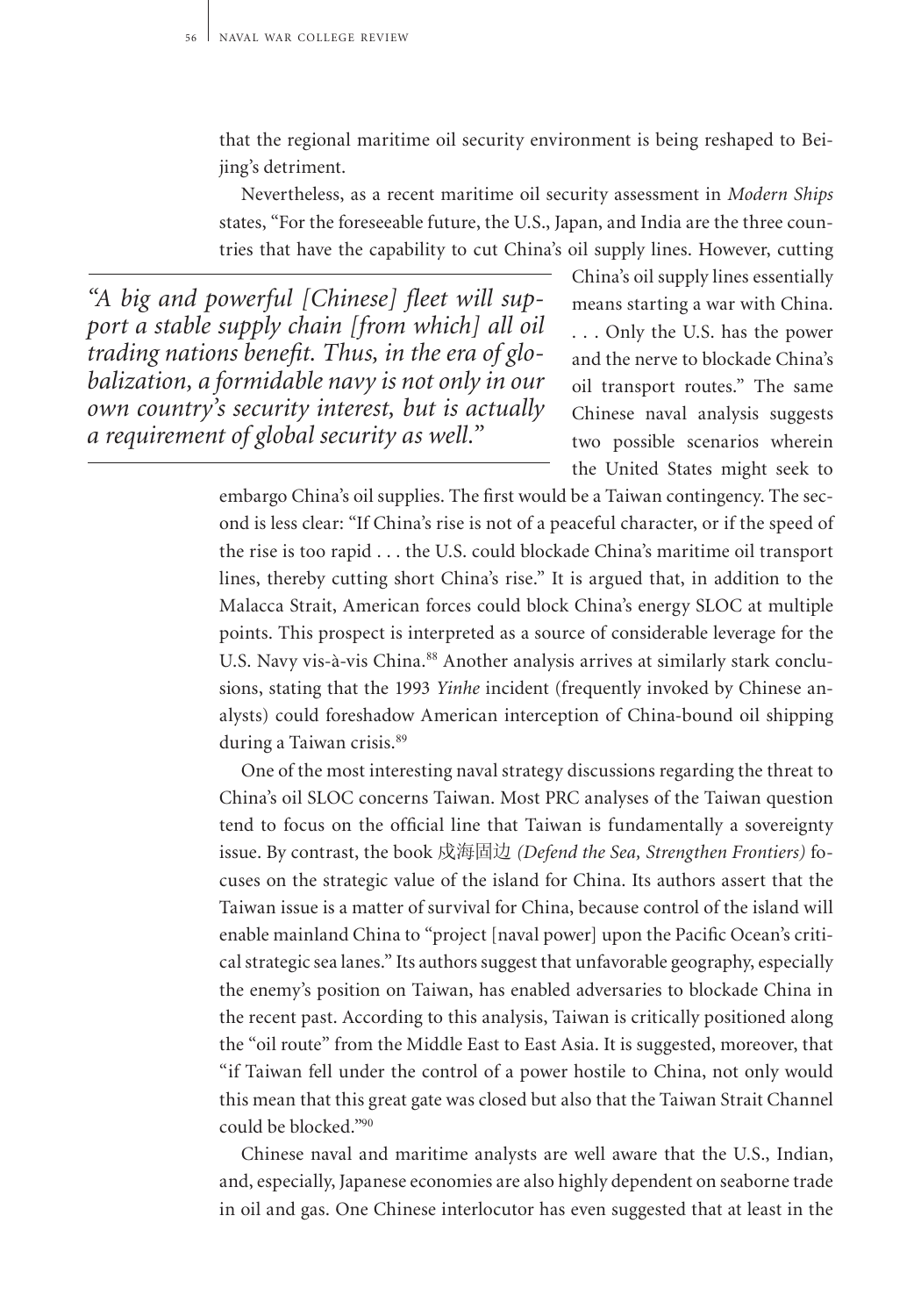that the regional maritime oil security environment is being reshaped to Beijing's detriment.

Nevertheless, as a recent maritime oil security assessment in *Modern Ships* states, "For the foreseeable future, the U.S., Japan, and India are the three countries that have the capability to cut China's oil supply lines. However, cutting China's oil supply lines essentially means starting a war with China. . . . Only the U.S. has the power and the nerve to blockade China's oil transport routes." The same Chinese naval analysis suggests two possible scenarios wherein the United States might seek to embargo China's oil supplies. The first would be a Taiwan contingency. The second is less clear: "If China's rise is not of a peaceful character, or if the speed of the rise is too rapid . . . the U.S. could blockade China's maritime oil transport lines, thereby cutting short China's rise." It is argued that, in addition to the Malacca Strait, American forces could block China's energy SLOC at multiple points. This prospect is interpreted as a source of considerable leverage for the U.S. Navy vis-à-vis China.[88] Another analysis arrives at similarly stark conclusions, stating that the 1993 *Yinhe* incident (frequently invoked by Chinese analysts) could foreshadow American interception of China-bound oil shipping during a Taiwan crisis.[89]

> *"A big and powerful [Chinese] fleet will support a stable supply chain [from which] all oil trading nations benefit. Thus, in the era of globalization, a formidable navy is not only in our own country's security interest, but is actually a requirement of global security as well."*

One of the most interesting naval strategy discussions regarding the threat to China's oil SLOC concerns Taiwan. Most PRC analyses of the Taiwan question tend to focus on the official line that Taiwan is fundamentally a sovereignty issue. By contrast, the book 戍海固边 *(Defend the Sea, Strengthen Frontiers)* focuses on the strategic value of the island for China. Its authors assert that the Taiwan issue is a matter of survival for China, because control of the island will enable mainland China to "project [naval power] upon the Pacific Ocean's critical strategic sea lanes." Its authors suggest that unfavorable geography, especially the enemy's position on Taiwan, has enabled adversaries to blockade China in the recent past. According to this analysis, Taiwan is critically positioned along the "oil route" from the Middle East to East Asia. It is suggested, moreover, that "if Taiwan fell under the control of a power hostile to China, not only would this mean that this great gate was closed but also that the Taiwan Strait Channel could be blocked."[90]

Chinese naval and maritime analysts are well aware that the U.S., Indian, and, especially, Japanese economies are also highly dependent on seaborne trade in oil and gas. One Chinese interlocutor has even suggested that at least in the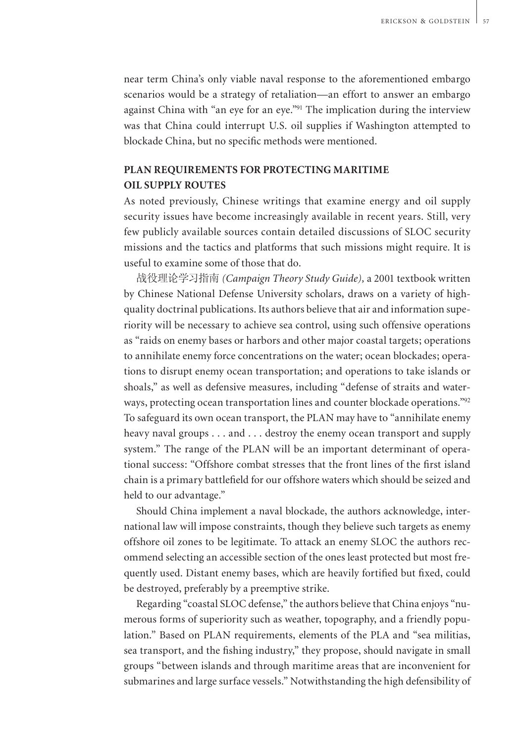near term China's only viable naval response to the aforementioned embargo scenarios would be a strategy of retaliation—an effort to answer an embargo against China with "an eye for an eye."[91] The implication during the interview was that China could interrupt U.S. oil supplies if Washington attempted to blockade China, but no specific methods were mentioned.

## PLAN REQUIREMENTS FOR PROTECTING MARITIME OIL SUPPLY ROUTES

As noted previously, Chinese writings that examine energy and oil supply security issues have become increasingly available in recent years. Still, very few publicly available sources contain detailed discussions of SLOC security missions and the tactics and platforms that such missions might require. It is useful to examine some of those that do.

战役理论学习指南 *(Campaign Theory Study Guide),* a 2001 textbook written by Chinese National Defense University scholars, draws on a variety of high-quality doctrinal publications. Its authors believe that air and information superiority will be necessary to achieve sea control, using such offensive operations as "raids on enemy bases or harbors and other major coastal targets; operations to annihilate enemy force concentrations on the water; ocean blockades; operations to disrupt enemy ocean transportation; and operations to take islands or shoals," as well as defensive measures, including "defense of straits and waterways, protecting ocean transportation lines and counter blockade operations."[92] To safeguard its own ocean transport, the PLAN may have to "annihilate enemy heavy naval groups . . . and . . . destroy the enemy ocean transport and supply system." The range of the PLAN will be an important determinant of operational success: "Offshore combat stresses that the front lines of the first island chain is a primary battlefield for our offshore waters which should be seized and held to our advantage."

Should China implement a naval blockade, the authors acknowledge, international law will impose constraints, though they believe such targets as enemy offshore oil zones to be legitimate. To attack an enemy SLOC the authors recommend selecting an accessible section of the ones least protected but most frequently used. Distant enemy bases, which are heavily fortified but fixed, could be destroyed, preferably by a preemptive strike.

Regarding "coastal SLOC defense," the authors believe that China enjoys "numerous forms of superiority such as weather, topography, and a friendly population." Based on PLAN requirements, elements of the PLA and "sea militias, sea transport, and the fishing industry," they propose, should navigate in small groups "between islands and through maritime areas that are inconvenient for submarines and large surface vessels." Notwithstanding the high defensibility of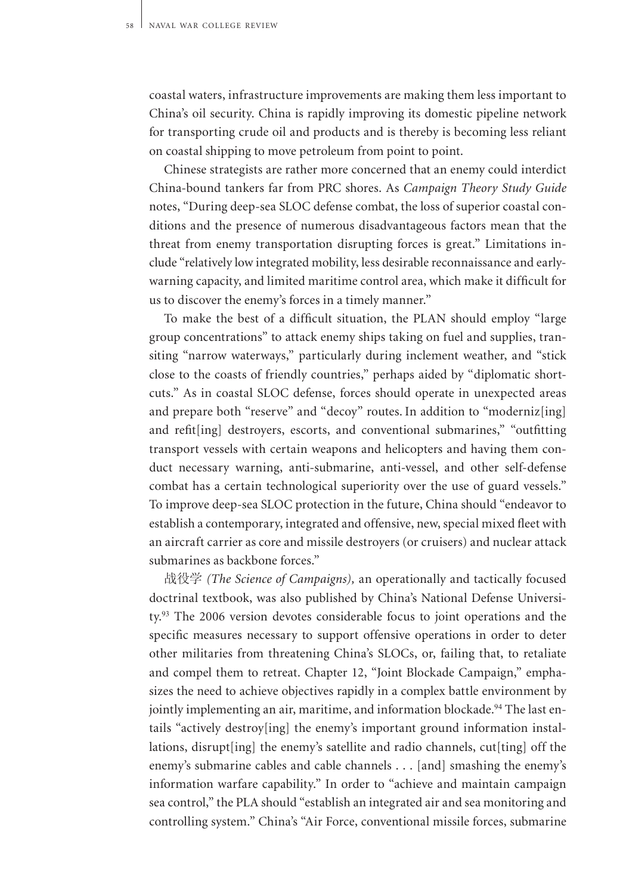coastal waters, infrastructure improvements are making them less important to China's oil security. China is rapidly improving its domestic pipeline network for transporting crude oil and products and is thereby is becoming less reliant on coastal shipping to move petroleum from point to point.

Chinese strategists are rather more concerned that an enemy could interdict China-bound tankers far from PRC shores. As *Campaign Theory Study Guide* notes, "During deep-sea SLOC defense combat, the loss of superior coastal conditions and the presence of numerous disadvantageous factors mean that the threat from enemy transportation disrupting forces is great." Limitations include "relatively low integrated mobility, less desirable reconnaissance and early-warning capacity, and limited maritime control area, which make it difficult for us to discover the enemy's forces in a timely manner."

To make the best of a difficult situation, the PLAN should employ "large group concentrations" to attack enemy ships taking on fuel and supplies, transiting "narrow waterways," particularly during inclement weather, and "stick close to the coasts of friendly countries," perhaps aided by "diplomatic shortcuts." As in coastal SLOC defense, forces should operate in unexpected areas and prepare both "reserve" and "decoy" routes. In addition to "moderniz[ing] and refit[ing] destroyers, escorts, and conventional submarines," "outfitting transport vessels with certain weapons and helicopters and having them conduct necessary warning, anti-submarine, anti-vessel, and other self-defense combat has a certain technological superiority over the use of guard vessels." To improve deep-sea SLOC protection in the future, China should "endeavor to establish a contemporary, integrated and offensive, new, special mixed fleet with an aircraft carrier as core and missile destroyers (or cruisers) and nuclear attack submarines as backbone forces."

战役学 *(The Science of Campaigns),* an operationally and tactically focused doctrinal textbook, was also published by China's National Defense University.[93] The 2006 version devotes considerable focus to joint operations and the specific measures necessary to support offensive operations in order to deter other militaries from threatening China's SLOCs, or, failing that, to retaliate and compel them to retreat. Chapter 12, "Joint Blockade Campaign," emphasizes the need to achieve objectives rapidly in a complex battle environment by jointly implementing an air, maritime, and information blockade.[94] The last entails "actively destroy[ing] the enemy's important ground information installations, disrupt[ing] the enemy's satellite and radio channels, cut[ting] off the enemy's submarine cables and cable channels . . . [and] smashing the enemy's information warfare capability." In order to "achieve and maintain campaign sea control," the PLA should "establish an integrated air and sea monitoring and controlling system." China's "Air Force, conventional missile forces, submarine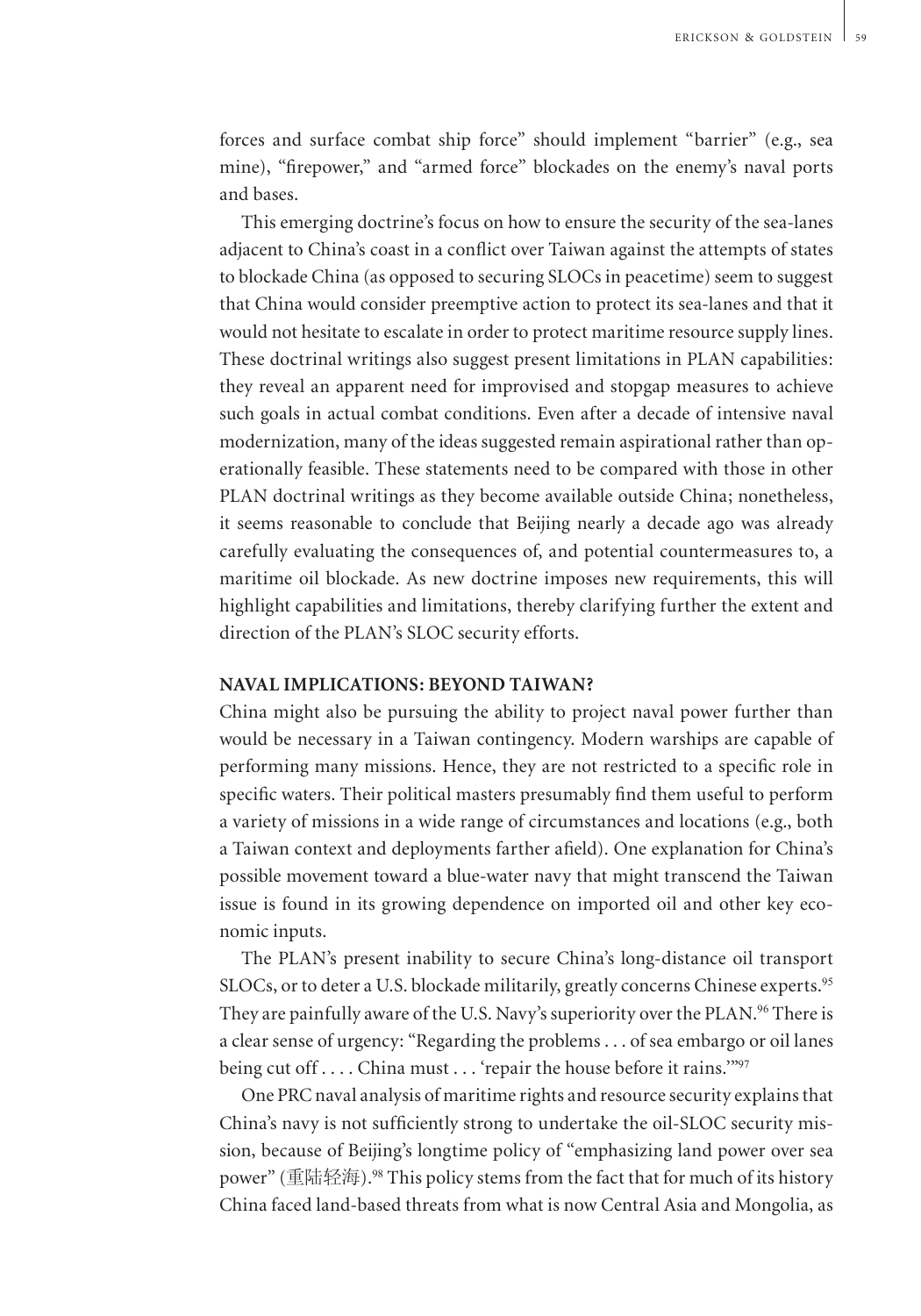forces and surface combat ship force" should implement "barrier" (e.g., sea mine), "firepower," and "armed force" blockades on the enemy's naval ports and bases.

This emerging doctrine's focus on how to ensure the security of the sea-lanes adjacent to China's coast in a conflict over Taiwan against the attempts of states to blockade China (as opposed to securing SLOCs in peacetime) seem to suggest that China would consider preemptive action to protect its sea-lanes and that it would not hesitate to escalate in order to protect maritime resource supply lines. These doctrinal writings also suggest present limitations in PLAN capabilities: they reveal an apparent need for improvised and stopgap measures to achieve such goals in actual combat conditions. Even after a decade of intensive naval modernization, many of the ideas suggested remain aspirational rather than operationally feasible. These statements need to be compared with those in other PLAN doctrinal writings as they become available outside China; nonetheless, it seems reasonable to conclude that Beijing nearly a decade ago was already carefully evaluating the consequences of, and potential countermeasures to, a maritime oil blockade. As new doctrine imposes new requirements, this will highlight capabilities and limitations, thereby clarifying further the extent and direction of the PLAN's SLOC security efforts.

## NAVAL IMPLICATIONS: BEYOND TAIWAN?

China might also be pursuing the ability to project naval power further than would be necessary in a Taiwan contingency. Modern warships are capable of performing many missions. Hence, they are not restricted to a specific role in specific waters. Their political masters presumably find them useful to perform a variety of missions in a wide range of circumstances and locations (e.g., both a Taiwan context and deployments farther afield). One explanation for China's possible movement toward a blue-water navy that might transcend the Taiwan issue is found in its growing dependence on imported oil and other key economic inputs.

The PLAN's present inability to secure China's long-distance oil transport SLOCs, or to deter a U.S. blockade militarily, greatly concerns Chinese experts.[95] They are painfully aware of the U.S. Navy's superiority over the PLAN.[96] There is a clear sense of urgency: "Regarding the problems . . . of sea embargo or oil lanes being cut off . . . . China must . . . 'repair the house before it rains.'"[97]

One PRC naval analysis of maritime rights and resource security explains that China's navy is not sufficiently strong to undertake the oil-SLOC security mission, because of Beijing's longtime policy of "emphasizing land power over sea power" (重陆轻海).[98] This policy stems from the fact that for much of its history China faced land-based threats from what is now Central Asia and Mongolia, as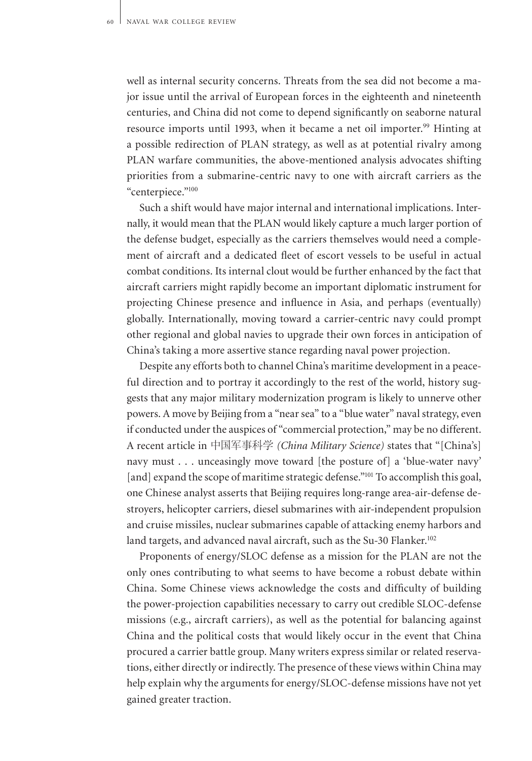well as internal security concerns. Threats from the sea did not become a major issue until the arrival of European forces in the eighteenth and nineteenth centuries, and China did not come to depend significantly on seaborne natural resource imports until 1993, when it became a net oil importer.[99] Hinting at a possible redirection of PLAN strategy, as well as at potential rivalry among PLAN warfare communities, the above-mentioned analysis advocates shifting priorities from a submarine-centric navy to one with aircraft carriers as the "centerpiece."[100]

Such a shift would have major internal and international implications. Internally, it would mean that the PLAN would likely capture a much larger portion of the defense budget, especially as the carriers themselves would need a complement of aircraft and a dedicated fleet of escort vessels to be useful in actual combat conditions. Its internal clout would be further enhanced by the fact that aircraft carriers might rapidly become an important diplomatic instrument for projecting Chinese presence and influence in Asia, and perhaps (eventually) globally. Internationally, moving toward a carrier-centric navy could prompt other regional and global navies to upgrade their own forces in anticipation of China's taking a more assertive stance regarding naval power projection.

Despite any efforts both to channel China's maritime development in a peaceful direction and to portray it accordingly to the rest of the world, history suggests that any major military modernization program is likely to unnerve other powers. A move by Beijing from a "near sea" to a "blue water" naval strategy, even if conducted under the auspices of "commercial protection," may be no different. A recent article in 中国军事科学 *(China Military Science)* states that "[China's] navy must . . . unceasingly move toward [the posture of] a 'blue-water navy' [and] expand the scope of maritime strategic defense."[101] To accomplish this goal, one Chinese analyst asserts that Beijing requires long-range area-air-defense destroyers, helicopter carriers, diesel submarines with air-independent propulsion and cruise missiles, nuclear submarines capable of attacking enemy harbors and land targets, and advanced naval aircraft, such as the Su-30 Flanker.[102]

Proponents of energy/SLOC defense as a mission for the PLAN are not the only ones contributing to what seems to have become a robust debate within China. Some Chinese views acknowledge the costs and difficulty of building the power-projection capabilities necessary to carry out credible SLOC-defense missions (e.g., aircraft carriers), as well as the potential for balancing against China and the political costs that would likely occur in the event that China procured a carrier battle group. Many writers express similar or related reservations, either directly or indirectly. The presence of these views within China may help explain why the arguments for energy/SLOC-defense missions have not yet gained greater traction.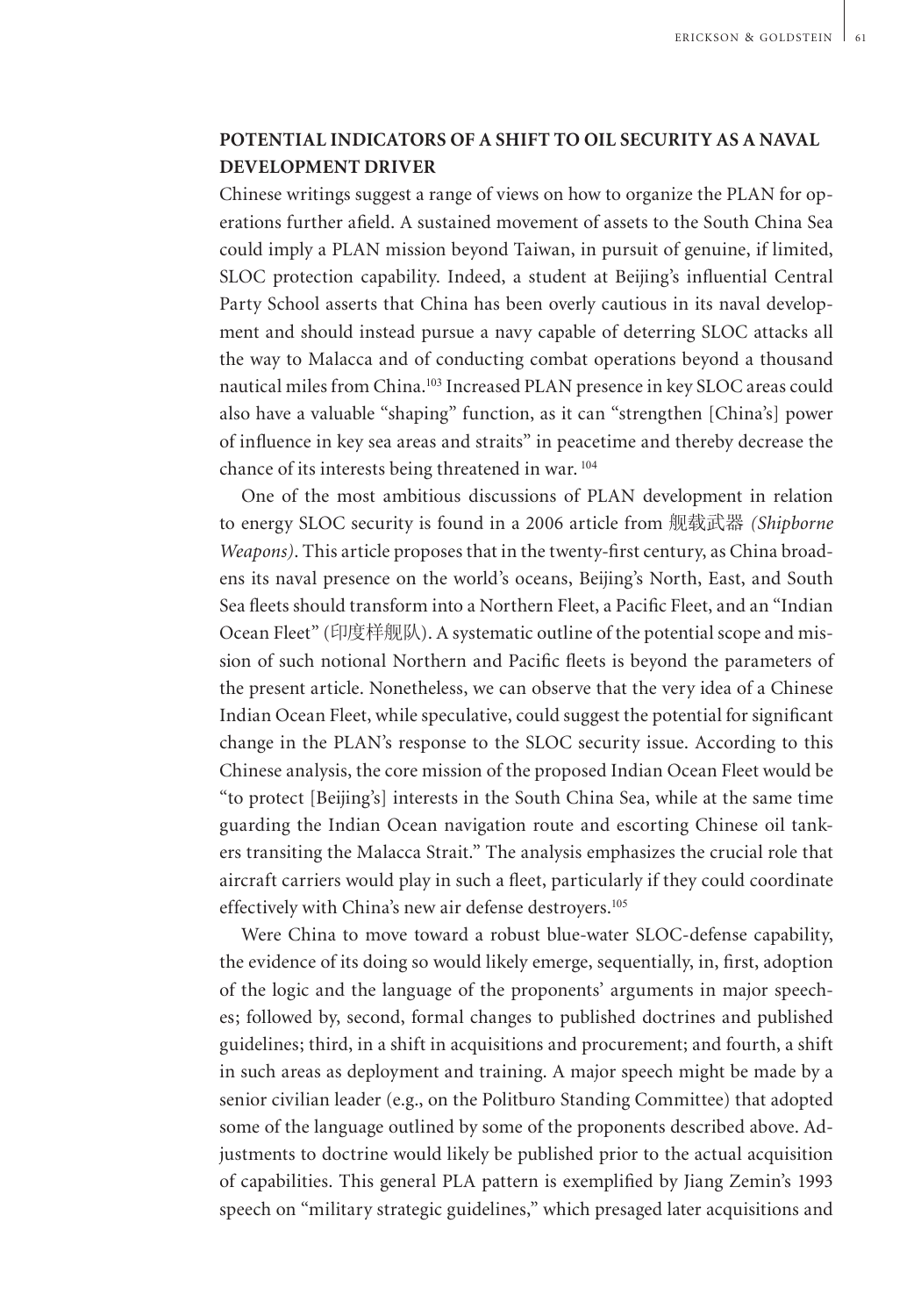## POTENTIAL INDICATORS OF A SHIFT TO OIL SECURITY AS A NAVAL DEVELOPMENT DRIVER

Chinese writings suggest a range of views on how to organize the PLAN for operations further afield. A sustained movement of assets to the South China Sea could imply a PLAN mission beyond Taiwan, in pursuit of genuine, if limited, SLOC protection capability. Indeed, a student at Beijing's influential Central Party School asserts that China has been overly cautious in its naval development and should instead pursue a navy capable of deterring SLOC attacks all the way to Malacca and of conducting combat operations beyond a thousand nautical miles from China.[103] Increased PLAN presence in key SLOC areas could also have a valuable "shaping" function, as it can "strengthen [China's] power of influence in key sea areas and straits" in peacetime and thereby decrease the chance of its interests being threatened in war.[104]

One of the most ambitious discussions of PLAN development in relation to energy SLOC security is found in a 2006 article from 舰载武器 *(Shipborne Weapons)*. This article proposes that in the twenty-first century, as China broadens its naval presence on the world's oceans, Beijing's North, East, and South Sea fleets should transform into a Northern Fleet, a Pacific Fleet, and an "Indian Ocean Fleet" (印度洋舰队). A systematic outline of the potential scope and mission of such notional Northern and Pacific fleets is beyond the parameters of the present article. Nonetheless, we can observe that the very idea of a Chinese Indian Ocean Fleet, while speculative, could suggest the potential for significant change in the PLAN's response to the SLOC security issue. According to this Chinese analysis, the core mission of the proposed Indian Ocean Fleet would be "to protect [Beijing's] interests in the South China Sea, while at the same time guarding the Indian Ocean navigation route and escorting Chinese oil tankers transiting the Malacca Strait." The analysis emphasizes the crucial role that aircraft carriers would play in such a fleet, particularly if they could coordinate effectively with China's new air defense destroyers.[105]

Were China to move toward a robust blue-water SLOC-defense capability, the evidence of its doing so would likely emerge, sequentially, in, first, adoption of the logic and the language of the proponents' arguments in major speeches; followed by, second, formal changes to published doctrines and published guidelines; third, in a shift in acquisitions and procurement; and fourth, a shift in such areas as deployment and training. A major speech might be made by a senior civilian leader (e.g., on the Politburo Standing Committee) that adopted some of the language outlined by some of the proponents described above. Adjustments to doctrine would likely be published prior to the actual acquisition of capabilities. This general PLA pattern is exemplified by Jiang Zemin's 1993 speech on "military strategic guidelines," which presaged later acquisitions and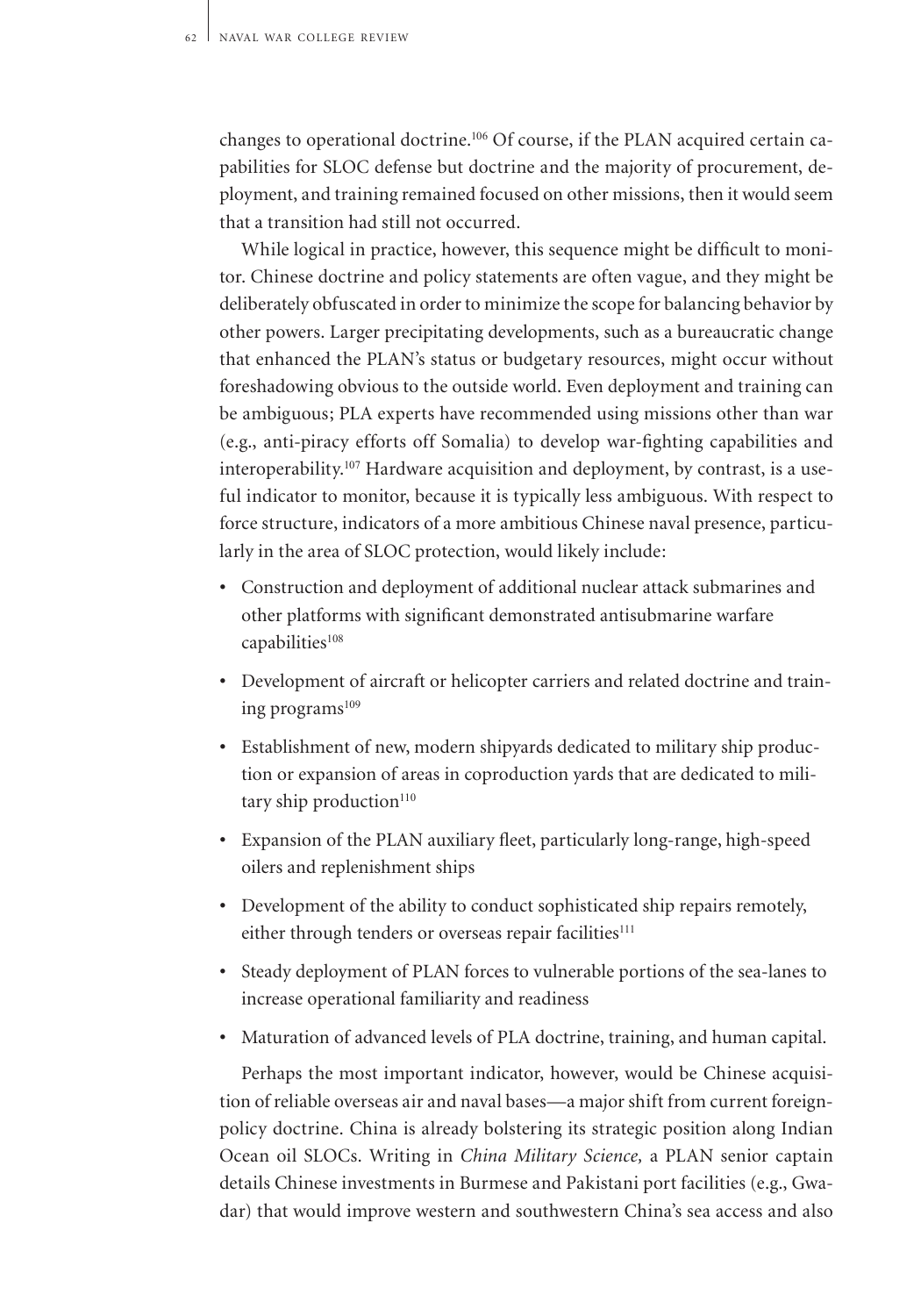changes to operational doctrine.[106] Of course, if the PLAN acquired certain capabilities for SLOC defense but doctrine and the majority of procurement, deployment, and training remained focused on other missions, then it would seem that a transition had still not occurred.

While logical in practice, however, this sequence might be difficult to monitor. Chinese doctrine and policy statements are often vague, and they might be deliberately obfuscated in order to minimize the scope for balancing behavior by other powers. Larger precipitating developments, such as a bureaucratic change that enhanced the PLAN's status or budgetary resources, might occur without foreshadowing obvious to the outside world. Even deployment and training can be ambiguous; PLA experts have recommended using missions other than war (e.g., anti-piracy efforts off Somalia) to develop war-fighting capabilities and interoperability.[107] Hardware acquisition and deployment, by contrast, is a useful indicator to monitor, because it is typically less ambiguous. With respect to force structure, indicators of a more ambitious Chinese naval presence, particularly in the area of SLOC protection, would likely include:

- Construction and deployment of additional nuclear attack submarines and other platforms with significant demonstrated antisubmarine warfare capabilities[108]
- Development of aircraft or helicopter carriers and related doctrine and training programs[109]
- Establishment of new, modern shipyards dedicated to military ship production or expansion of areas in coproduction yards that are dedicated to military ship production[110]
- Expansion of the PLAN auxiliary fleet, particularly long-range, high-speed oilers and replenishment ships
- Development of the ability to conduct sophisticated ship repairs remotely, either through tenders or overseas repair facilities[111]
- Steady deployment of PLAN forces to vulnerable portions of the sea-lanes to increase operational familiarity and readiness
- Maturation of advanced levels of PLA doctrine, training, and human capital.

Perhaps the most important indicator, however, would be Chinese acquisition of reliable overseas air and naval bases—a major shift from current foreign-policy doctrine. China is already bolstering its strategic position along Indian Ocean oil SLOCs. Writing in *China Military Science,* a PLAN senior captain details Chinese investments in Burmese and Pakistani port facilities (e.g., Gwadar) that would improve western and southwestern China's sea access and also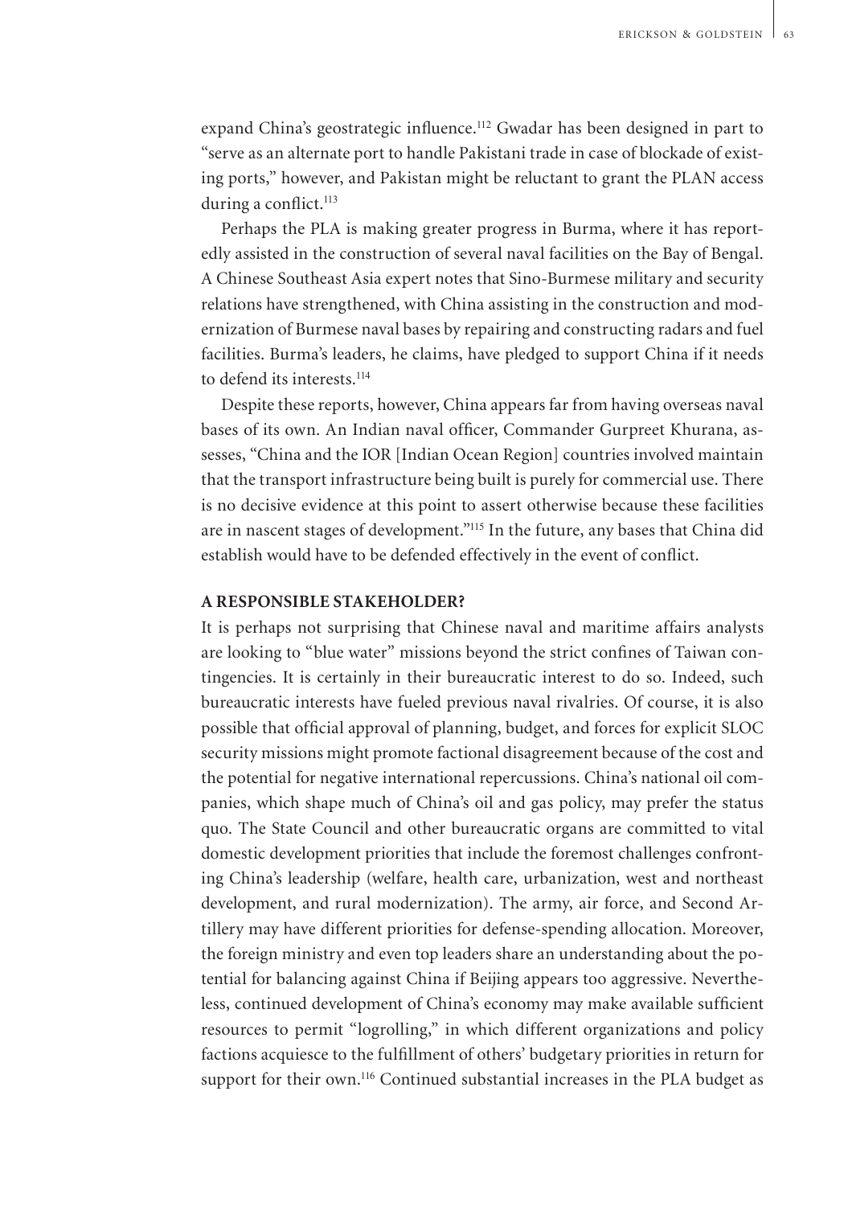expand China's geostrategic influence.[112] Gwadar has been designed in part to "serve as an alternate port to handle Pakistani trade in case of blockade of existing ports," however, and Pakistan might be reluctant to grant the PLAN access during a conflict.[113]

Perhaps the PLA is making greater progress in Burma, where it has reportedly assisted in the construction of several naval facilities on the Bay of Bengal. A Chinese Southeast Asia expert notes that Sino-Burmese military and security relations have strengthened, with China assisting in the construction and modernization of Burmese naval bases by repairing and constructing radars and fuel facilities. Burma's leaders, he claims, have pledged to support China if it needs to defend its interests.[114]

Despite these reports, however, China appears far from having overseas naval bases of its own. An Indian naval officer, Commander Gurpreet Khurana, assesses, "China and the IOR [Indian Ocean Region] countries involved maintain that the transport infrastructure being built is purely for commercial use. There is no decisive evidence at this point to assert otherwise because these facilities are in nascent stages of development."[115] In the future, any bases that China did establish would have to be defended effectively in the event of conflict.

## A RESPONSIBLE STAKEHOLDER?

It is perhaps not surprising that Chinese naval and maritime affairs analysts are looking to "blue water" missions beyond the strict confines of Taiwan contingencies. It is certainly in their bureaucratic interest to do so. Indeed, such bureaucratic interests have fueled previous naval rivalries. Of course, it is also possible that official approval of planning, budget, and forces for explicit SLOC security missions might promote factional disagreement because of the cost and the potential for negative international repercussions. China's national oil companies, which shape much of China's oil and gas policy, may prefer the status quo. The State Council and other bureaucratic organs are committed to vital domestic development priorities that include the foremost challenges confronting China's leadership (welfare, health care, urbanization, west and northeast development, and rural modernization). The army, air force, and Second Artillery may have different priorities for defense-spending allocation. Moreover, the foreign ministry and even top leaders share an understanding about the potential for balancing against China if Beijing appears too aggressive. Nevertheless, continued development of China's economy may make available sufficient resources to permit "logrolling," in which different organizations and policy factions acquiesce to the fulfillment of others' budgetary priorities in return for support for their own.[116] Continued substantial increases in the PLA budget as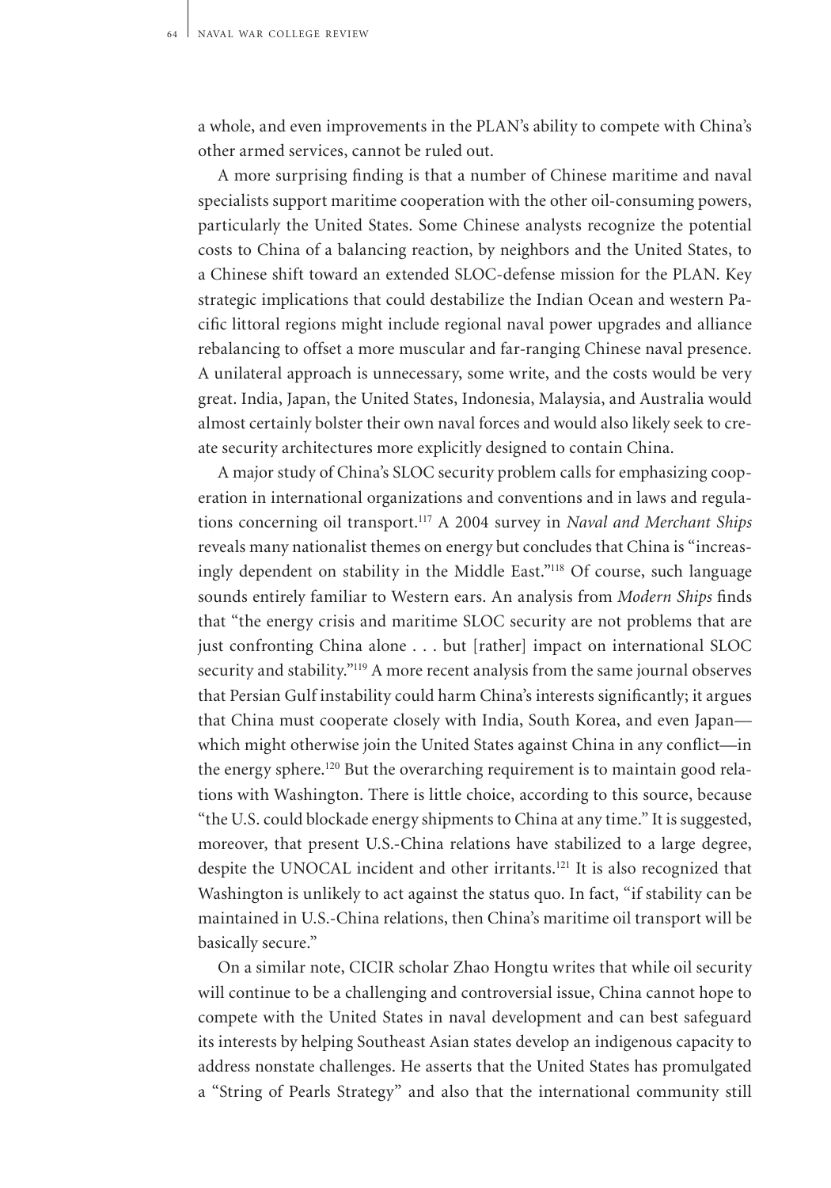a whole, and even improvements in the PLAN's ability to compete with China's other armed services, cannot be ruled out.

A more surprising finding is that a number of Chinese maritime and naval specialists support maritime cooperation with the other oil-consuming powers, particularly the United States. Some Chinese analysts recognize the potential costs to China of a balancing reaction, by neighbors and the United States, to a Chinese shift toward an extended SLOC-defense mission for the PLAN. Key strategic implications that could destabilize the Indian Ocean and western Pacific littoral regions might include regional naval power upgrades and alliance rebalancing to offset a more muscular and far-ranging Chinese naval presence. A unilateral approach is unnecessary, some write, and the costs would be very great. India, Japan, the United States, Indonesia, Malaysia, and Australia would almost certainly bolster their own naval forces and would also likely seek to create security architectures more explicitly designed to contain China.

A major study of China's SLOC security problem calls for emphasizing cooperation in international organizations and conventions and in laws and regulations concerning oil transport.[117] A 2004 survey in *Naval and Merchant Ships* reveals many nationalist themes on energy but concludes that China is "increasingly dependent on stability in the Middle East."[118] Of course, such language sounds entirely familiar to Western ears. An analysis from *Modern Ships* finds that "the energy crisis and maritime SLOC security are not problems that are just confronting China alone . . . but [rather] impact on international SLOC security and stability."[119] A more recent analysis from the same journal observes that Persian Gulf instability could harm China's interests significantly; it argues that China must cooperate closely with India, South Korea, and even Japan—which might otherwise join the United States against China in any conflict—in the energy sphere.[120] But the overarching requirement is to maintain good relations with Washington. There is little choice, according to this source, because "the U.S. could blockade energy shipments to China at any time." It is suggested, moreover, that present U.S.-China relations have stabilized to a large degree, despite the UNOCAL incident and other irritants.[121] It is also recognized that Washington is unlikely to act against the status quo. In fact, "if stability can be maintained in U.S.-China relations, then China's maritime oil transport will be basically secure."

On a similar note, CICIR scholar Zhao Hongtu writes that while oil security will continue to be a challenging and controversial issue, China cannot hope to compete with the United States in naval development and can best safeguard its interests by helping Southeast Asian states develop an indigenous capacity to address nonstate challenges. He asserts that the United States has promulgated a "String of Pearls Strategy" and also that the international community still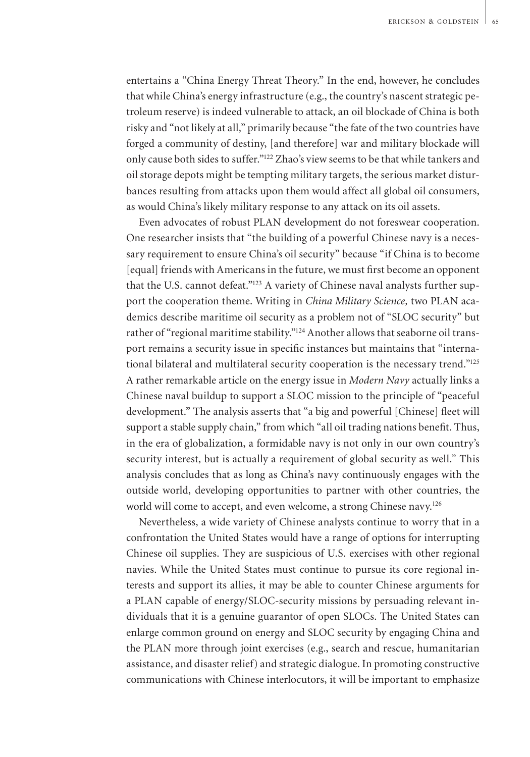entertains a "China Energy Threat Theory." In the end, however, he concludes that while China's energy infrastructure (e.g., the country's nascent strategic petroleum reserve) is indeed vulnerable to attack, an oil blockade of China is both risky and "not likely at all," primarily because "the fate of the two countries have forged a community of destiny, [and therefore] war and military blockade will only cause both sides to suffer."[122] Zhao's view seems to be that while tankers and oil storage depots might be tempting military targets, the serious market disturbances resulting from attacks upon them would affect all global oil consumers, as would China's likely military response to any attack on its oil assets.

Even advocates of robust PLAN development do not foreswear cooperation. One researcher insists that "the building of a powerful Chinese navy is a necessary requirement to ensure China's oil security" because "if China is to become [equal] friends with Americans in the future, we must first become an opponent that the U.S. cannot defeat."[123] A variety of Chinese naval analysts further support the cooperation theme. Writing in *China Military Science,* two PLAN academics describe maritime oil security as a problem not of "SLOC security" but rather of "regional maritime stability."[124] Another allows that seaborne oil transport remains a security issue in specific instances but maintains that "international bilateral and multilateral security cooperation is the necessary trend."[125] A rather remarkable article on the energy issue in *Modern Navy* actually links a Chinese naval buildup to support a SLOC mission to the principle of "peaceful development." The analysis asserts that "a big and powerful [Chinese] fleet will support a stable supply chain," from which "all oil trading nations benefit. Thus, in the era of globalization, a formidable navy is not only in our own country's security interest, but is actually a requirement of global security as well." This analysis concludes that as long as China's navy continuously engages with the outside world, developing opportunities to partner with other countries, the world will come to accept, and even welcome, a strong Chinese navy.[126]

Nevertheless, a wide variety of Chinese analysts continue to worry that in a confrontation the United States would have a range of options for interrupting Chinese oil supplies. They are suspicious of U.S. exercises with other regional navies. While the United States must continue to pursue its core regional interests and support its allies, it may be able to counter Chinese arguments for a PLAN capable of energy/SLOC-security missions by persuading relevant individuals that it is a genuine guarantor of open SLOCs. The United States can enlarge common ground on energy and SLOC security by engaging China and the PLAN more through joint exercises (e.g., search and rescue, humanitarian assistance, and disaster relief) and strategic dialogue. In promoting constructive communications with Chinese interlocutors, it will be important to emphasize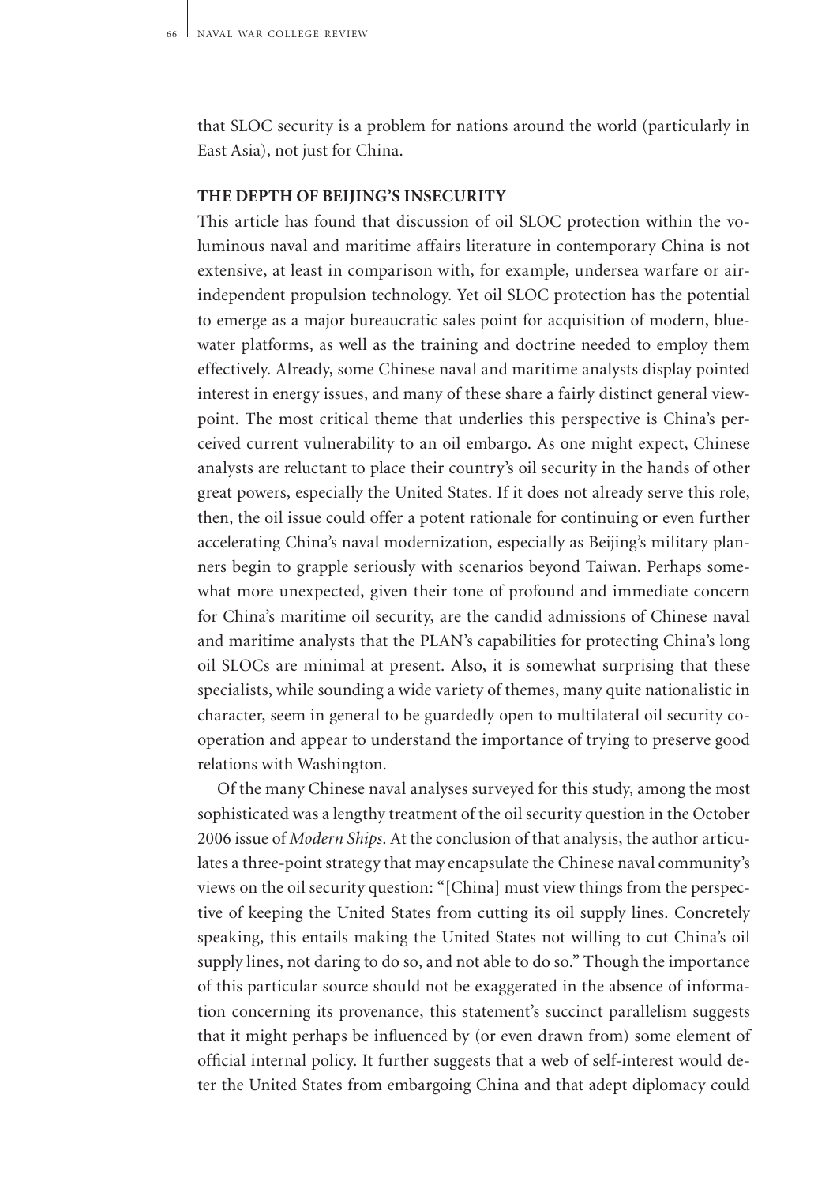that SLOC security is a problem for nations around the world (particularly in East Asia), not just for China.

## THE DEPTH OF BEIJING'S INSECURITY

This article has found that discussion of oil SLOC protection within the voluminous naval and maritime affairs literature in contemporary China is not extensive, at least in comparison with, for example, undersea warfare or air-independent propulsion technology. Yet oil SLOC protection has the potential to emerge as a major bureaucratic sales point for acquisition of modern, blue-water platforms, as well as the training and doctrine needed to employ them effectively. Already, some Chinese naval and maritime analysts display pointed interest in energy issues, and many of these share a fairly distinct general viewpoint. The most critical theme that underlies this perspective is China's perceived current vulnerability to an oil embargo. As one might expect, Chinese analysts are reluctant to place their country's oil security in the hands of other great powers, especially the United States. If it does not already serve this role, then, the oil issue could offer a potent rationale for continuing or even further accelerating China's naval modernization, especially as Beijing's military planners begin to grapple seriously with scenarios beyond Taiwan. Perhaps somewhat more unexpected, given their tone of profound and immediate concern for China's maritime oil security, are the candid admissions of Chinese naval and maritime analysts that the PLAN's capabilities for protecting China's long oil SLOCs are minimal at present. Also, it is somewhat surprising that these specialists, while sounding a wide variety of themes, many quite nationalistic in character, seem in general to be guardedly open to multilateral oil security cooperation and appear to understand the importance of trying to preserve good relations with Washington.

Of the many Chinese naval analyses surveyed for this study, among the most sophisticated was a lengthy treatment of the oil security question in the October 2006 issue of *Modern Ships*. At the conclusion of that analysis, the author articulates a three-point strategy that may encapsulate the Chinese naval community's views on the oil security question: "[China] must view things from the perspective of keeping the United States from cutting its oil supply lines. Concretely speaking, this entails making the United States not willing to cut China's oil supply lines, not daring to do so, and not able to do so." Though the importance of this particular source should not be exaggerated in the absence of information concerning its provenance, this statement's succinct parallelism suggests that it might perhaps be influenced by (or even drawn from) some element of official internal policy. It further suggests that a web of self-interest would deter the United States from embargoing China and that adept diplomacy could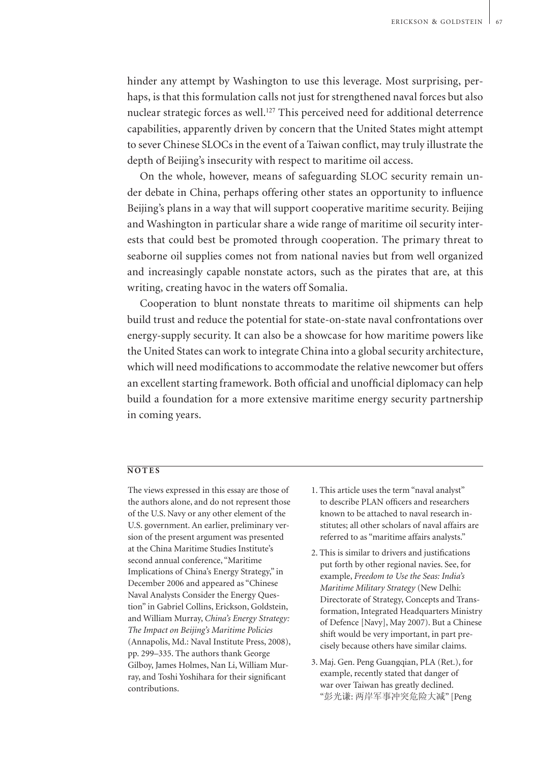hinder any attempt by Washington to use this leverage. Most surprising, perhaps, is that this formulation calls not just for strengthened naval forces but also nuclear strategic forces as well.[127] This perceived need for additional deterrence capabilities, apparently driven by concern that the United States might attempt to sever Chinese SLOCs in the event of a Taiwan conflict, may truly illustrate the depth of Beijing's insecurity with respect to maritime oil access.

On the whole, however, means of safeguarding SLOC security remain under debate in China, perhaps offering other states an opportunity to influence Beijing's plans in a way that will support cooperative maritime security. Beijing and Washington in particular share a wide range of maritime oil security interests that could best be promoted through cooperation. The primary threat to seaborne oil supplies comes not from national navies but from well organized and increasingly capable nonstate actors, such as the pirates that are, at this writing, creating havoc in the waters off Somalia.

Cooperation to blunt nonstate threats to maritime oil shipments can help build trust and reduce the potential for state-on-state naval confrontations over energy-supply security. It can also be a showcase for how maritime powers like the United States can work to integrate China into a global security architecture, which will need modifications to accommodate the relative newcomer but offers an excellent starting framework. Both official and unofficial diplomacy can help build a foundation for a more extensive maritime energy security partnership in coming years.

## NOTES

The views expressed in this essay are those of the authors alone, and do not represent those of the U.S. Navy or any other element of the U.S. government. An earlier, preliminary version of the present argument was presented at the China Maritime Studies Institute's second annual conference, "Maritime Implications of China's Energy Strategy," in December 2006 and appeared as "Chinese Naval Analysts Consider the Energy Question" in Gabriel Collins, Erickson, Goldstein, and William Murray, *China's Energy Strategy: The Impact on Beijing's Maritime Policies* (Annapolis, Md.: Naval Institute Press, 2008), pp. 299–335. The authors thank George Gilboy, James Holmes, Nan Li, William Murray, and Toshi Yoshihara for their significant contributions.

1. This article uses the term "naval analyst" to describe PLAN officers and researchers known to be attached to naval research institutes; all other scholars of naval affairs are referred to as "maritime affairs analysts."

2. This is similar to drivers and justifications put forth by other regional navies. See, for example, *Freedom to Use the Seas: India's Maritime Military Strategy* (New Delhi: Directorate of Strategy, Concepts and Transformation, Integrated Headquarters Ministry of Defence [Navy], May 2007). But a Chinese shift would be very important, in part precisely because others have similar claims.

3. Maj. Gen. Peng Guangqian, PLA (Ret.), for example, recently stated that danger of war over Taiwan has greatly declined. "彭光谦: 两岸军事冲突危险大减" [Peng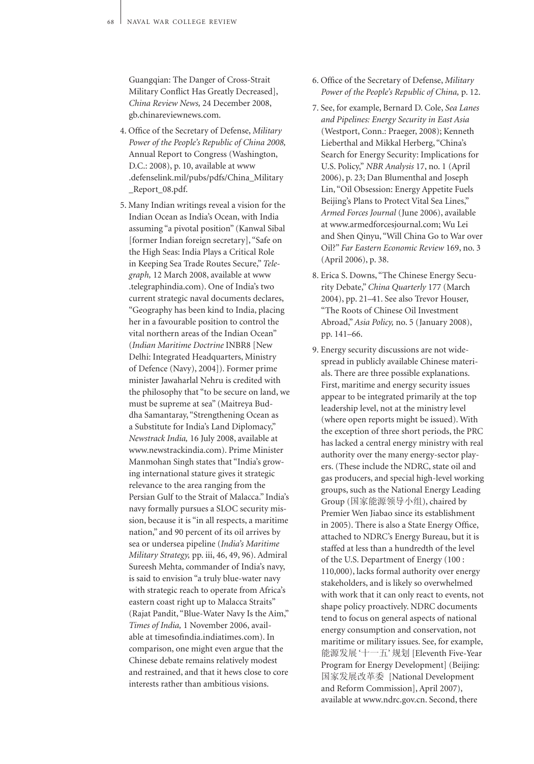Guangqian: The Danger of Cross-Strait Military Conflict Has Greatly Decreased], *China Review News,* 24 December 2008, gb.chinareviewnews.com.

4. Office of the Secretary of Defense, *Military Power of the People's Republic of China 2008,* Annual Report to Congress (Washington, D.C.: 2008), p. 10, available at www.defenselink.mil/pubs/pdfs/China_Military_Report_08.pdf.

5. Many Indian writings reveal a vision for the Indian Ocean as India's Ocean, with India assuming "a pivotal position" (Kanwal Sibal [former Indian foreign secretary], "Safe on the High Seas: India Plays a Critical Role in Keeping Sea Trade Routes Secure," *Telegraph,* 12 March 2008, available at www.telegraphindia.com). One of India's two current strategic naval documents declares, "Geography has been kind to India, placing her in a favourable position to control the vital northern areas of the Indian Ocean" (*Indian Maritime Doctrine* INBR8 [New Delhi: Integrated Headquarters, Ministry of Defence (Navy), 2004]). Former prime minister Jawaharlal Nehru is credited with the philosophy that "to be secure on land, we must be supreme at sea" (Maitreya Buddha Samantaray, "Strengthening Ocean as a Substitute for India's Land Diplomacy," *Newstrack India,* 16 July 2008, available at www.newstrackindia.com). Prime Minister Manmohan Singh states that "India's growing international stature gives it strategic relevance to the area ranging from the Persian Gulf to the Strait of Malacca." India's navy formally pursues a SLOC security mission, because it is "in all respects, a maritime nation," and 90 percent of its oil arrives by sea or undersea pipeline (*India's Maritime Military Strategy,* pp. iii, 46, 49, 96). Admiral Sureesh Mehta, commander of India's navy, is said to envision "a truly blue-water navy with strategic reach to operate from Africa's eastern coast right up to Malacca Straits" (Rajat Pandit, "Blue-Water Navy Is the Aim," *Times of India,* 1 November 2006, available at timesofindia.indiatimes.com). In comparison, one might even argue that the Chinese debate remains relatively modest and restrained, and that it hews close to core interests rather than ambitious visions.

6. Office of the Secretary of Defense, *Military Power of the People's Republic of China,* p. 12.

7. See, for example, Bernard D. Cole, *Sea Lanes and Pipelines: Energy Security in East Asia* (Westport, Conn.: Praeger, 2008); Kenneth Lieberthal and Mikkal Herberg, "China's Search for Energy Security: Implications for U.S. Policy," *NBR Analysis* 17, no. 1 (April 2006), p. 23; Dan Blumenthal and Joseph Lin, "Oil Obsession: Energy Appetite Fuels Beijing's Plans to Protect Vital Sea Lines," *Armed Forces Journal* (June 2006), available at www.armedforcesjournal.com; Wu Lei and Shen Qinyu, "Will China Go to War over Oil?" *Far Eastern Economic Review* 169, no. 3 (April 2006), p. 38.

8. Erica S. Downs, "The Chinese Energy Security Debate," *China Quarterly* 177 (March 2004), pp. 21–41. See also Trevor Houser, "The Roots of Chinese Oil Investment Abroad," *Asia Policy,* no. 5 (January 2008), pp. 141–66.

9. Energy security discussions are not widespread in publicly available Chinese materials. There are three possible explanations. First, maritime and energy security issues appear to be integrated primarily at the top leadership level, not at the ministry level (where open reports might be issued). With the exception of three short periods, the PRC has lacked a central energy ministry with real authority over the many energy-sector players. (These include the NDRC, state oil and gas producers, and special high-level working groups, such as the National Energy Leading Group (国家能源领导小组), chaired by Premier Wen Jiabao since its establishment in 2005). There is also a State Energy Office, attached to NDRC's Energy Bureau, but it is staffed at less than a hundredth of the level of the U.S. Department of Energy (100 : 110,000), lacks formal authority over energy stakeholders, and is likely so overwhelmed with work that it can only react to events, not shape policy proactively. NDRC documents tend to focus on general aspects of national energy consumption and conservation, not maritime or military issues. See, for example, 能源发展'十一五'规划 [Eleventh Five-Year Program for Energy Development] (Beijing: 国家发展改革委 [National Development and Reform Commission], April 2007), available at www.ndrc.gov.cn. Second, there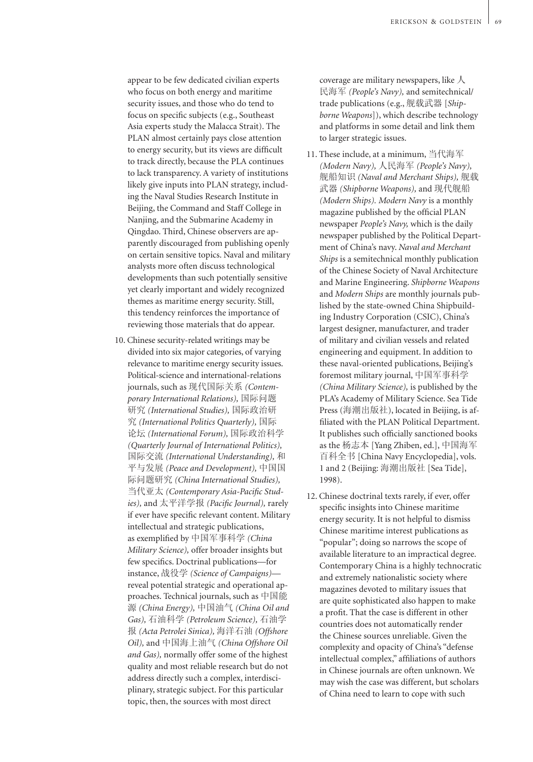appear to be few dedicated civilian experts who focus on both energy and maritime security issues, and those who do tend to focus on specific subjects (e.g., Southeast Asia experts study the Malacca Strait). The PLAN almost certainly pays close attention to energy security, but its views are difficult to track directly, because the PLA continues to lack transparency. A variety of institutions likely give inputs into PLAN strategy, including the Naval Studies Research Institute in Beijing, the Command and Staff College in Nanjing, and the Submarine Academy in Qingdao. Third, Chinese observers are apparently discouraged from publishing openly on certain sensitive topics. Naval and military analysts more often discuss technological developments than such potentially sensitive yet clearly important and widely recognized themes as maritime energy security. Still, this tendency reinforces the importance of reviewing those materials that do appear.

10. Chinese security-related writings may be divided into six major categories, of varying relevance to maritime energy security issues. Political-science and international-relations journals, such as 现代国际关系 *(Contemporary International Relations),* 国际问题研究 *(International Studies),* 国际政治研究 *(International Politics Quarterly),* 国际论坛 *(International Forum),* 国际政治科学 *(Quarterly Journal of International Politics),* 国际交流 *(International Understanding),* 和平与发展 *(Peace and Development),* 中国国际问题研究 *(China International Studies),* 当代亚太 *(Contemporary Asia-Pacific Studies),* and 太平洋学报 *(Pacific Journal),* rarely if ever have specific relevant content. Military intellectual and strategic publications, as exemplified by 中国军事科学 *(China Military Science),* offer broader insights but few specifics. Doctrinal publications—for instance, 战役学 *(Science of Campaigns)*—reveal potential strategic and operational approaches. Technical journals, such as 中国能源 *(China Energy),* 中国油气 *(China Oil and Gas),* 石油科学 *(Petroleum Science),* 石油学报 *(Acta Petrolei Sinica),* 海洋石油 *(Offshore Oil),* and 中国海上油气 *(China Offshore Oil and Gas),* normally offer some of the highest quality and most reliable research but do not address directly such a complex, interdisciplinary, strategic subject. For this particular topic, then, the sources with most direct coverage are military newspapers, like 人民海军 *(People's Navy),* and semitechnical/trade publications (e.g., 舰载武器 [*Shipborne Weapons*]), which describe technology and platforms in some detail and link them to larger strategic issues.

11. These include, at a minimum, 当代海军 *(Modern Navy),* 人民海军 *(People's Navy),* 舰船知识 *(Naval and Merchant Ships),* 舰载武器 *(Shipborne Weapons),* and 现代舰船 *(Modern Ships). Modern Navy* is a monthly magazine published by the official PLAN newspaper *People's Navy,* which is the daily newspaper published by the Political Department of China's navy. *Naval and Merchant Ships* is a semitechnical monthly publication of the Chinese Society of Naval Architecture and Marine Engineering. *Shipborne Weapons* and *Modern Ships* are monthly journals published by the state-owned China Shipbuilding Industry Corporation (CSIC), China's largest designer, manufacturer, and trader of military and civilian vessels and related engineering and equipment. In addition to these naval-oriented publications, Beijing's foremost military journal, 中国军事科学 *(China Military Science),* is published by the PLA's Academy of Military Science. Sea Tide Press (海潮出版社), located in Beijing, is affiliated with the PLAN Political Department. It publishes such officially sanctioned books as the 杨志本 [Yang Zhiben, ed.], 中国海军百科全书 [China Navy Encyclopedia], vols. 1 and 2 (Beijing: 海潮出版社 [Sea Tide], 1998).

12. Chinese doctrinal texts rarely, if ever, offer specific insights into Chinese maritime energy security. It is not helpful to dismiss Chinese maritime interest publications as "popular"; doing so narrows the scope of available literature to an impractical degree. Contemporary China is a highly technocratic and extremely nationalistic society where magazines devoted to military issues that are quite sophisticated also happen to make a profit. That the case is different in other countries does not automatically render the Chinese sources unreliable. Given the complexity and opacity of China's "defense intellectual complex," affiliations of authors in Chinese journals are often unknown. We may wish the case was different, but scholars of China need to learn to cope with such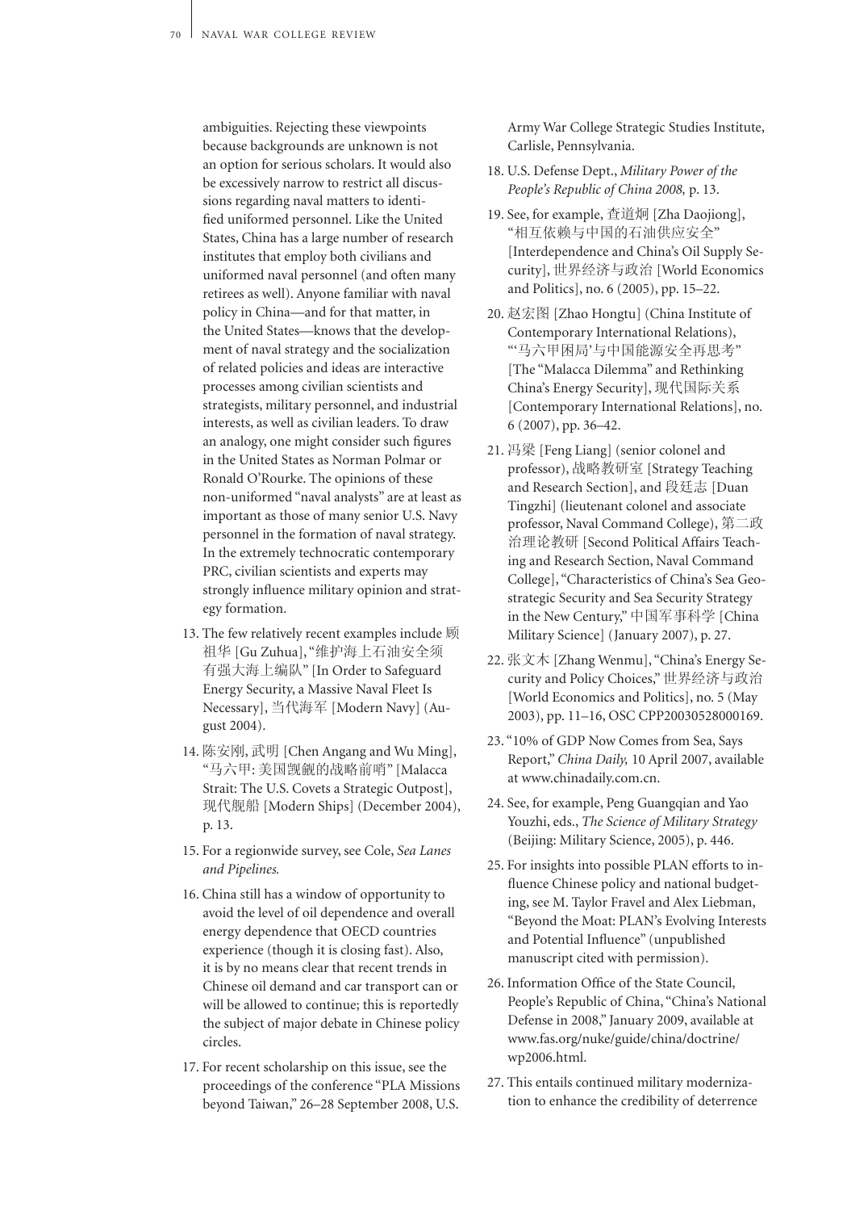ambiguities. Rejecting these viewpoints because backgrounds are unknown is not an option for serious scholars. It would also be excessively narrow to restrict all discussions regarding naval matters to identified uniformed personnel. Like the United States, China has a large number of research institutes that employ both civilians and uniformed naval personnel (and often many retirees as well). Anyone familiar with naval policy in China—and for that matter, in the United States—knows that the development of naval strategy and the socialization of related policies and ideas are interactive processes among civilian scientists and strategists, military personnel, and industrial interests, as well as civilian leaders. To draw an analogy, one might consider such figures in the United States as Norman Polmar or Ronald O'Rourke. The opinions of these non-uniformed "naval analysts" are at least as important as those of many senior U.S. Navy personnel in the formation of naval strategy. In the extremely technocratic contemporary PRC, civilian scientists and experts may strongly influence military opinion and strategy formation.

13. The few relatively recent examples include 顾祖华 [Gu Zuhua], "维护海上石油安全须有强大海上编队" [In Order to Safeguard Energy Security, a Massive Naval Fleet Is Necessary], 当代海军 [Modern Navy] (August 2004).

14. 陈安刚, 武明 [Chen Angang and Wu Ming], "马六甲: 美国觊觎的战略前哨" [Malacca Strait: The U.S. Covets a Strategic Outpost], 现代舰船 [Modern Ships] (December 2004), p. 13.

15. For a regionwide survey, see Cole, *Sea Lanes and Pipelines.*

16. China still has a window of opportunity to avoid the level of oil dependence and overall energy dependence that OECD countries experience (though it is closing fast). Also, it is by no means clear that recent trends in Chinese oil demand and car transport can or will be allowed to continue; this is reportedly the subject of major debate in Chinese policy circles.

17. For recent scholarship on this issue, see the proceedings of the conference "PLA Missions beyond Taiwan," 26–28 September 2008, U.S. Army War College Strategic Studies Institute, Carlisle, Pennsylvania.

18. U.S. Defense Dept., *Military Power of the People's Republic of China 2008,* p. 13.

19. See, for example, 查道炯 [Zha Daojiong], "相互依赖与中国的石油供应安全" [Interdependence and China's Oil Supply Security], 世界经济与政治 [World Economics and Politics], no. 6 (2005), pp. 15–22.

20. 赵宏图 [Zhao Hongtu] (China Institute of Contemporary International Relations), "'马六甲困局'与中国能源安全再思考" [The "Malacca Dilemma" and Rethinking China's Energy Security], 现代国际关系 [Contemporary International Relations], no. 6 (2007), pp. 36–42.

21. 冯梁 [Feng Liang] (senior colonel and professor), 战略教研室 [Strategy Teaching and Research Section], and 段廷志 [Duan Tingzhi] (lieutenant colonel and associate professor, Naval Command College), 第二政治理论教研 [Second Political Affairs Teaching and Research Section, Naval Command College], "Characteristics of China's Sea Geostrategic Security and Sea Security Strategy in the New Century," 中国军事科学 [China Military Science] (January 2007), p. 27.

22. 张文木 [Zhang Wenmu], "China's Energy Security and Policy Choices," 世界经济与政治 [World Economics and Politics], no. 5 (May 2003), pp. 11–16, OSC CPP20030528000169.

23. "10% of GDP Now Comes from Sea, Says Report," *China Daily,* 10 April 2007, available at www.chinadaily.com.cn.

24. See, for example, Peng Guangqian and Yao Youzhi, eds., *The Science of Military Strategy* (Beijing: Military Science, 2005), p. 446.

25. For insights into possible PLAN efforts to influence Chinese policy and national budgeting, see M. Taylor Fravel and Alex Liebman, "Beyond the Moat: PLAN's Evolving Interests and Potential Influence" (unpublished manuscript cited with permission).

26. Information Office of the State Council, People's Republic of China, "China's National Defense in 2008," January 2009, available at www.fas.org/nuke/guide/china/doctrine/wp2006.html.

27. This entails continued military modernization to enhance the credibility of deterrence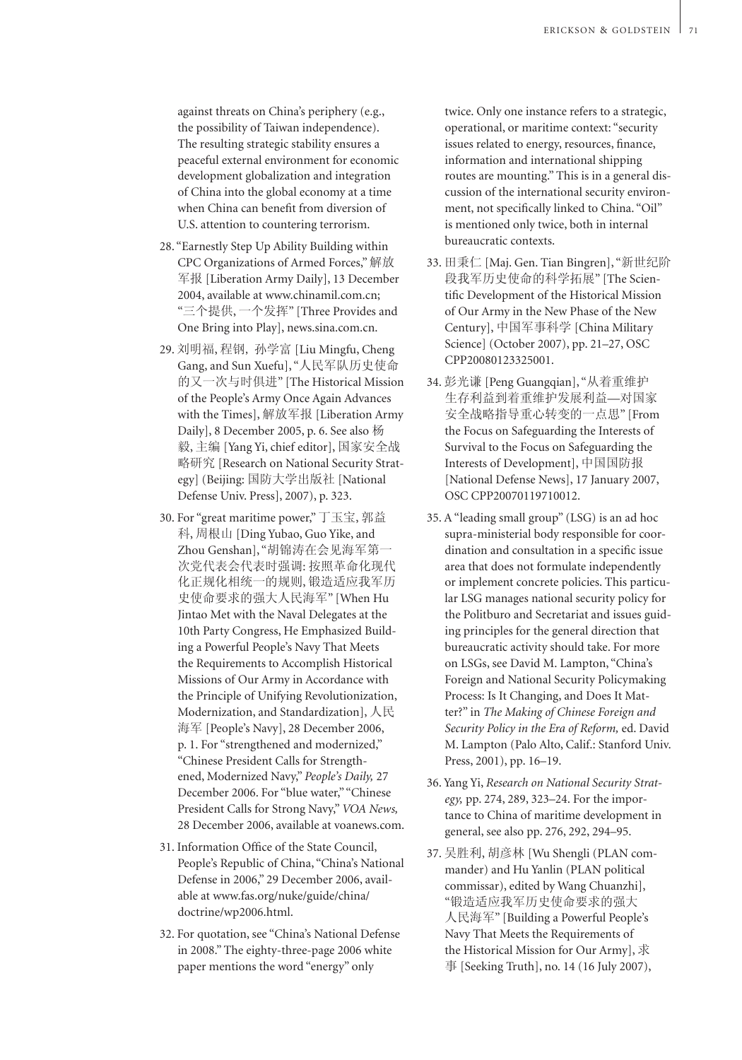against threats on China's periphery (e.g., the possibility of Taiwan independence). The resulting strategic stability ensures a peaceful external environment for economic development globalization and integration of China into the global economy at a time when China can benefit from diversion of U.S. attention to countering terrorism.

28. "Earnestly Step Up Ability Building within CPC Organizations of Armed Forces," 解放军报 [Liberation Army Daily], 13 December 2004, available at www.chinamil.com.cn; "三个提供, 一个发挥" [Three Provides and One Bring into Play], news.sina.com.cn.

29. 刘明福, 程钢, 孙学富 [Liu Mingfu, Cheng Gang, and Sun Xuefu], "人民军队历史使命的又一次与时俱进" [The Historical Mission of the People's Army Once Again Advances with the Times], 解放军报 [Liberation Army Daily], 8 December 2005, p. 6. See also 杨毅, 主编 [Yang Yi, chief editor], 国家安全战略研究 [Research on National Security Strategy] (Beijing: 国防大学出版社 [National Defense Univ. Press], 2007), p. 323.

30. For "great maritime power," 丁玉宝, 郭益科, 周根山 [Ding Yubao, Guo Yike, and Zhou Genshan], "胡锦涛在会见海军第一次党代表会代表时强调: 按照革命化现代化正规化相统一的规则, 锻造适应我军历史使命要求的强大人民海军" [When Hu Jintao Met with the Naval Delegates at the 10th Party Congress, He Emphasized Building a Powerful People's Navy That Meets the Requirements to Accomplish Historical Missions of Our Army in Accordance with the Principle of Unifying Revolutionization, Modernization, and Standardization], 人民海军 [People's Navy], 28 December 2006, p. 1. For "strengthened and modernized," "Chinese President Calls for Strengthened, Modernized Navy," *People's Daily,* 27 December 2006. For "blue water," "Chinese President Calls for Strong Navy," *VOA News,* 28 December 2006, available at voanews.com.

31. Information Office of the State Council, People's Republic of China, "China's National Defense in 2006," 29 December 2006, available at www.fas.org/nuke/guide/china/doctrine/wp2006.html.

32. For quotation, see "China's National Defense in 2008." The eighty-three-page 2006 white paper mentions the word "energy" only twice. Only one instance refers to a strategic, operational, or maritime context: "security issues related to energy, resources, finance, information and international shipping routes are mounting." This is in a general discussion of the international security environment, not specifically linked to China. "Oil" is mentioned only twice, both in internal bureaucratic contexts.

33. 田秉仁 [Maj. Gen. Tian Bingren], "新世纪阶段我军历史使命的科学拓展" [The Scientific Development of the Historical Mission of Our Army in the New Phase of the New Century], 中国军事科学 [China Military Science] (October 2007), pp. 21–27, OSC CPP20080123325001.

34. 彭光谦 [Peng Guangqian], "从着重维护生存利益到着重维护发展利益—对国家安全战略指导重心转变的一点思" [From the Focus on Safeguarding the Interests of Survival to the Focus on Safeguarding the Interests of Development], 中国国防报 [National Defense News], 17 January 2007, OSC CPP20070119710012.

35. A "leading small group" (LSG) is an ad hoc supra-ministerial body responsible for coordination and consultation in a specific issue area that does not formulate independently or implement concrete policies. This particular LSG manages national security policy for the Politburo and Secretariat and issues guiding principles for the general direction that bureaucratic activity should take. For more on LSGs, see David M. Lampton, "China's Foreign and National Security Policymaking Process: Is It Changing, and Does It Matter?" in *The Making of Chinese Foreign and Security Policy in the Era of Reform,* ed. David M. Lampton (Palo Alto, Calif.: Stanford Univ. Press, 2001), pp. 16–19.

36. Yang Yi, *Research on National Security Strategy,* pp. 274, 289, 323–24. For the importance to China of maritime development in general, see also pp. 276, 292, 294–95.

37. 吴胜利, 胡彦林 [Wu Shengli (PLAN commander) and Hu Yanlin (PLAN political commissar), edited by Wang Chuanzhi], "锻造适应我军历史使命要求的强大人民海军" [Building a Powerful People's Navy That Meets the Requirements of the Historical Mission for Our Army], 求事 [Seeking Truth], no. 14 (16 July 2007),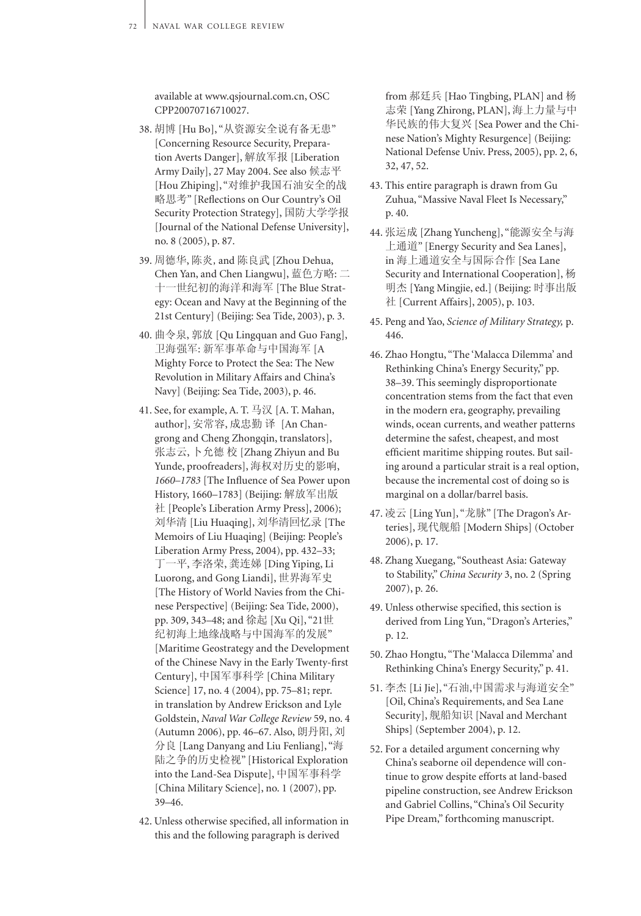available at www.qsjournal.com.cn, OSC CPP20070716710027.

38. 胡博 [Hu Bo], "从资源安全说有备无患" [Concerning Resource Security, Preparation Averts Danger], 解放军报 [Liberation Army Daily], 27 May 2004. See also 候志平 [Hou Zhiping], "对维护我国石油安全的战略思考" [Reflections on Our Country's Oil Security Protection Strategy], 国防大学学报 [Journal of the National Defense University], no. 8 (2005), p. 87.

39. 周德华, 陈炎, and 陈良武 [Zhou Dehua, Chen Yan, and Chen Liangwu], 蓝色方略: 二十一世纪初的海洋和海军 [The Blue Strategy: Ocean and Navy at the Beginning of the 21st Century] (Beijing: Sea Tide, 2003), p. 3.

40. 曲令泉, 郭放 [Qu Lingquan and Guo Fang], 卫海强军: 新军事革命与中国海军 [A Mighty Force to Protect the Sea: The New Revolution in Military Affairs and China's Navy] (Beijing: Sea Tide, 2003), p. 46.

41. See, for example, A. T. 马汉 [A. T. Mahan, author], 安常容, 成忠勤 译 [An Changrong and Cheng Zhongqin, translators], 张志云, 卜允德 校 [Zhang Zhiyun and Bu Yunde, proofreaders], 海权对历史的影响, *1660–1783* [The Influence of Sea Power upon History, 1660–1783] (Beijing: 解放军出版社 [People's Liberation Army Press], 2006); 刘华清 [Liu Huaqing], 刘华清回忆录 [The Memoirs of Liu Huaqing] (Beijing: People's Liberation Army Press, 2004), pp. 432–33; 丁一平, 李洛荣, 龚连娣 [Ding Yiping, Li Luorong, and Gong Liandi], 世界海军史 [The History of World Navies from the Chinese Perspective] (Beijing: Sea Tide, 2000), pp. 309, 343–48; and 徐起 [Xu Qi], "21世纪初海上地缘战略与中国海军的发展" [Maritime Geostrategy and the Development of the Chinese Navy in the Early Twenty-first Century], 中国军事科学 [China Military Science] 17, no. 4 (2004), pp. 75–81; repr. in translation by Andrew Erickson and Lyle Goldstein, *Naval War College Review* 59, no. 4 (Autumn 2006), pp. 46–67. Also, 朗丹阳, 刘分良 [Lang Danyang and Liu Fenliang], "海陆之争的历史检视" [Historical Exploration into the Land-Sea Dispute], 中国军事科学 [China Military Science], no. 1 (2007), pp. 39–46.

42. Unless otherwise specified, all information in this and the following paragraph is derived from 郝廷兵 [Hao Tingbing, PLAN] and 杨志荣 [Yang Zhirong, PLAN], 海上力量与中华民族的伟大复兴 [Sea Power and the Chinese Nation's Mighty Resurgence] (Beijing: National Defense Univ. Press, 2005), pp. 2, 6, 32, 47, 52.

43. This entire paragraph is drawn from Gu Zuhua, "Massive Naval Fleet Is Necessary," p. 40.

44. 张运成 [Zhang Yuncheng], "能源安全与海上通道" [Energy Security and Sea Lanes], in 海上通道安全与国际合作 [Sea Lane Security and International Cooperation], 杨明杰 [Yang Mingjie, ed.] (Beijing: 时事出版社 [Current Affairs], 2005), p. 103.

45. Peng and Yao, *Science of Military Strategy,* p. 446.

46. Zhao Hongtu, "The 'Malacca Dilemma' and Rethinking China's Energy Security," pp. 38–39. This seemingly disproportionate concentration stems from the fact that even in the modern era, geography, prevailing winds, ocean currents, and weather patterns determine the safest, cheapest, and most efficient maritime shipping routes. But sailing around a particular strait is a real option, because the incremental cost of doing so is marginal on a dollar/barrel basis.

47. 凌云 [Ling Yun], "龙脉" [The Dragon's Arteries], 现代舰船 [Modern Ships] (October 2006), p. 17.

48. Zhang Xuegang, "Southeast Asia: Gateway to Stability," *China Security* 3, no. 2 (Spring 2007), p. 26.

49. Unless otherwise specified, this section is derived from Ling Yun, "Dragon's Arteries," p. 12.

50. Zhao Hongtu, "The 'Malacca Dilemma' and Rethinking China's Energy Security," p. 41.

51. 李杰 [Li Jie], "石油,中国需求与海道安全" [Oil, China's Requirements, and Sea Lane Security], 舰船知识 [Naval and Merchant Ships] (September 2004), p. 12.

52. For a detailed argument concerning why China's seaborne oil dependence will continue to grow despite efforts at land-based pipeline construction, see Andrew Erickson and Gabriel Collins, "China's Oil Security Pipe Dream," forthcoming manuscript.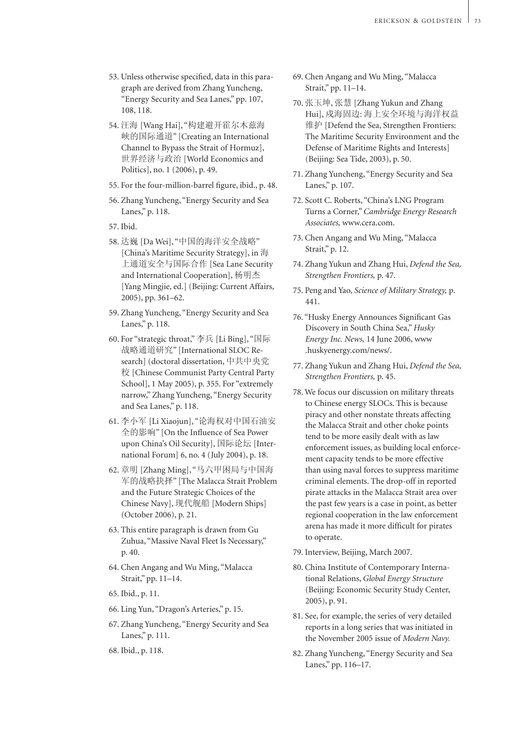53. Unless otherwise specified, data in this paragraph are derived from Zhang Yuncheng, "Energy Security and Sea Lanes," pp. 107, 108, 118.

54. 汪海 [Wang Hai], "构建避开霍尔木兹海峡的国际通道" [Creating an International Channel to Bypass the Strait of Hormuz], 世界经济与政治 [World Economics and Politics], no. 1 (2006), p. 49.

55. For the four-million-barrel figure, ibid., p. 48.

56. Zhang Yuncheng, "Energy Security and Sea Lanes," p. 118.

57. Ibid.

58. 达巍 [Da Wei], "中国的海洋安全战略" [China's Maritime Security Strategy], in 海上通道安全与国际合作 [Sea Lane Security and International Cooperation], 杨明杰 [Yang Mingjie, ed.] (Beijing: Current Affairs, 2005), pp. 361–62.

59. Zhang Yuncheng, "Energy Security and Sea Lanes," p. 118.

60. For "strategic throat," 李兵 [Li Bing], "国际战略通道研究" [International SLOC Research] (doctoral dissertation, 中共中央党校 [Chinese Communist Party Central Party School], 1 May 2005), p. 355. For "extremely narrow," Zhang Yuncheng, "Energy Security and Sea Lanes," p. 118.

61. 李小军 [Li Xiaojun], "论海权对中国石油安全的影响" [On the Influence of Sea Power upon China's Oil Security], 国际论坛 [International Forum] 6, no. 4 (July 2004), p. 18.

62. 章明 [Zhang Ming], "马六甲困局与中国海军的战略抉择" [The Malacca Strait Problem and the Future Strategic Choices of the Chinese Navy], 现代舰船 [Modern Ships] (October 2006), p. 21.

63. This entire paragraph is drawn from Gu Zuhua, "Massive Naval Fleet Is Necessary," p. 40.

64. Chen Angang and Wu Ming, "Malacca Strait," pp. 11–14.

65. Ibid., p. 11.

66. Ling Yun, "Dragon's Arteries," p. 15.

67. Zhang Yuncheng, "Energy Security and Sea Lanes," p. 111.

68. Ibid., p. 118.

69. Chen Angang and Wu Ming, "Malacca Strait," pp. 11–14.

70. 张玉坤, 张慧 [Zhang Yukun and Zhang Hui], 戍海固边: 海上安全环境与海洋权益维护 [Defend the Sea, Strengthen Frontiers: The Maritime Security Environment and the Defense of Maritime Rights and Interests] (Beijing: Sea Tide, 2003), p. 50.

71. Zhang Yuncheng, "Energy Security and Sea Lanes," p. 107.

72. Scott C. Roberts, "China's LNG Program Turns a Corner," *Cambridge Energy Research Associates,* www.cera.com.

73. Chen Angang and Wu Ming, "Malacca Strait," p. 12.

74. Zhang Yukun and Zhang Hui, *Defend the Sea, Strengthen Frontiers,* p. 47.

75. Peng and Yao, *Science of Military Strategy,* p. 441.

76. "Husky Energy Announces Significant Gas Discovery in South China Sea," *Husky Energy Inc. News,* 14 June 2006, www.huskyenergy.com/news/.

77. Zhang Yukun and Zhang Hui, *Defend the Sea, Strengthen Frontiers,* p. 45.

78. We focus our discussion on military threats to Chinese energy SLOCs. This is because piracy and other nonstate threats affecting the Malacca Strait and other choke points tend to be more easily dealt with as law enforcement issues, as building local enforcement capacity tends to be more effective than using naval forces to suppress maritime criminal elements. The drop-off in reported pirate attacks in the Malacca Strait area over the past few years is a case in point, as better regional cooperation in the law enforcement arena has made it more difficult for pirates to operate.

79. Interview, Beijing, March 2007.

80. China Institute of Contemporary International Relations, *Global Energy Structure* (Beijing: Economic Security Study Center, 2005), p. 91.

81. See, for example, the series of very detailed reports in a long series that was initiated in the November 2005 issue of *Modern Navy.*

82. Zhang Yuncheng, "Energy Security and Sea Lanes," pp. 116–17.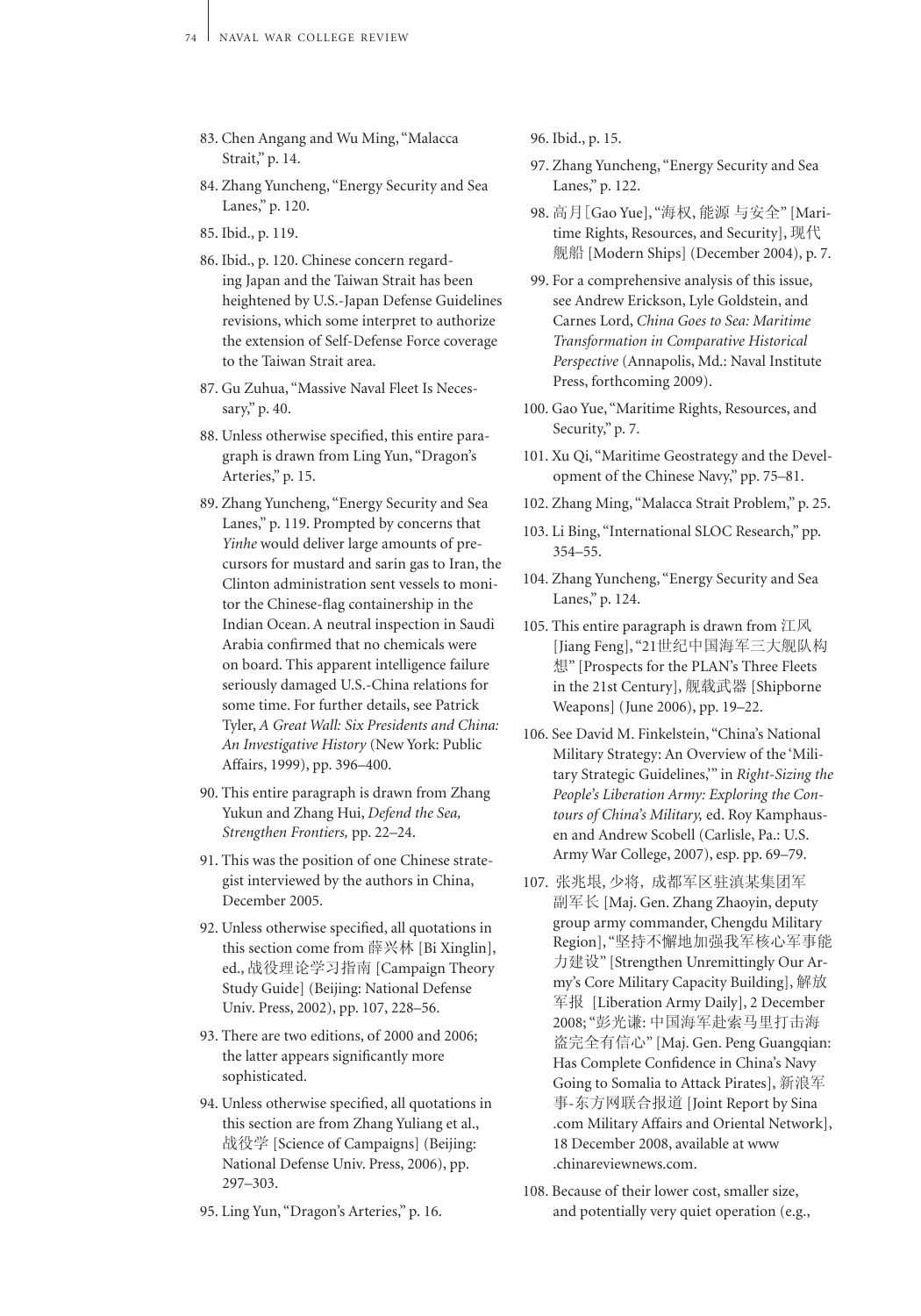83. Chen Angang and Wu Ming, "Malacca Strait," p. 14.

84. Zhang Yuncheng, "Energy Security and Sea Lanes," p. 120.

85. Ibid., p. 119.

86. Ibid., p. 120. Chinese concern regarding Japan and the Taiwan Strait has been heightened by U.S.-Japan Defense Guidelines revisions, which some interpret to authorize the extension of Self-Defense Force coverage to the Taiwan Strait area.

87. Gu Zuhua, "Massive Naval Fleet Is Necessary," p. 40.

88. Unless otherwise specified, this entire paragraph is drawn from Ling Yun, "Dragon's Arteries," p. 15.

89. Zhang Yuncheng, "Energy Security and Sea Lanes," p. 119. Prompted by concerns that *Yinhe* would deliver large amounts of precursors for mustard and sarin gas to Iran, the Clinton administration sent vessels to monitor the Chinese-flag containership in the Indian Ocean. A neutral inspection in Saudi Arabia confirmed that no chemicals were on board. This apparent intelligence failure seriously damaged U.S.-China relations for some time. For further details, see Patrick Tyler, *A Great Wall: Six Presidents and China: An Investigative History* (New York: Public Affairs, 1999), pp. 396–400.

90. This entire paragraph is drawn from Zhang Yukun and Zhang Hui, *Defend the Sea, Strengthen Frontiers,* pp. 22–24.

91. This was the position of one Chinese strategist interviewed by the authors in China, December 2005.

92. Unless otherwise specified, all quotations in this section come from 薛兴林 [Bi Xinglin], ed., 战役理论学习指南 [Campaign Theory Study Guide] (Beijing: National Defense Univ. Press, 2002), pp. 107, 228–56.

93. There are two editions, of 2000 and 2006; the latter appears significantly more sophisticated.

94. Unless otherwise specified, all quotations in this section are from Zhang Yuliang et al., 战役学 [Science of Campaigns] (Beijing: National Defense Univ. Press, 2006), pp. 297–303.

95. Ling Yun, "Dragon's Arteries," p. 16.

96. Ibid., p. 15.

97. Zhang Yuncheng, "Energy Security and Sea Lanes," p. 122.

98. 高月[Gao Yue], "海权, 能源 与安全" [Maritime Rights, Resources, and Security], 现代舰船 [Modern Ships] (December 2004), p. 7.

99. For a comprehensive analysis of this issue, see Andrew Erickson, Lyle Goldstein, and Carnes Lord, *China Goes to Sea: Maritime Transformation in Comparative Historical Perspective* (Annapolis, Md.: Naval Institute Press, forthcoming 2009).

100. Gao Yue, "Maritime Rights, Resources, and Security," p. 7.

101. Xu Qi, "Maritime Geostrategy and the Development of the Chinese Navy," pp. 75–81.

102. Zhang Ming, "Malacca Strait Problem," p. 25.

103. Li Bing, "International SLOC Research," pp. 354–55.

104. Zhang Yuncheng, "Energy Security and Sea Lanes," p. 124.

105. This entire paragraph is drawn from 江风 [Jiang Feng], "21世纪中国海军三大舰队构想" [Prospects for the PLAN's Three Fleets in the 21st Century], 舰载武器 [Shipborne Weapons] (June 2006), pp. 19–22.

106. See David M. Finkelstein, "China's National Military Strategy: An Overview of the 'Military Strategic Guidelines,'" in *Right-Sizing the People's Liberation Army: Exploring the Contours of China's Military,* ed. Roy Kamphausen and Andrew Scobell (Carlisle, Pa.: U.S. Army War College, 2007), esp. pp. 69–79.

107. 张兆垠, 少将, 成都军区驻滇某集团军副军长 [Maj. Gen. Zhang Zhaoyin, deputy group army commander, Chengdu Military Region], "坚持不懈地加强我军核心军事能力建设" [Strengthen Unremittingly Our Army's Core Military Capacity Building], 解放军报 [Liberation Army Daily], 2 December 2008; "彭光谦: 中国海军赴索马里打击海盗完全有信心" [Maj. Gen. Peng Guangqian: Has Complete Confidence in China's Navy Going to Somalia to Attack Pirates], 新浪军事-东方网联合报道 [Joint Report by Sina .com Military Affairs and Oriental Network], 18 December 2008, available at www .chinareviewnews.com.

108. Because of their lower cost, smaller size, and potentially very quiet operation (e.g.,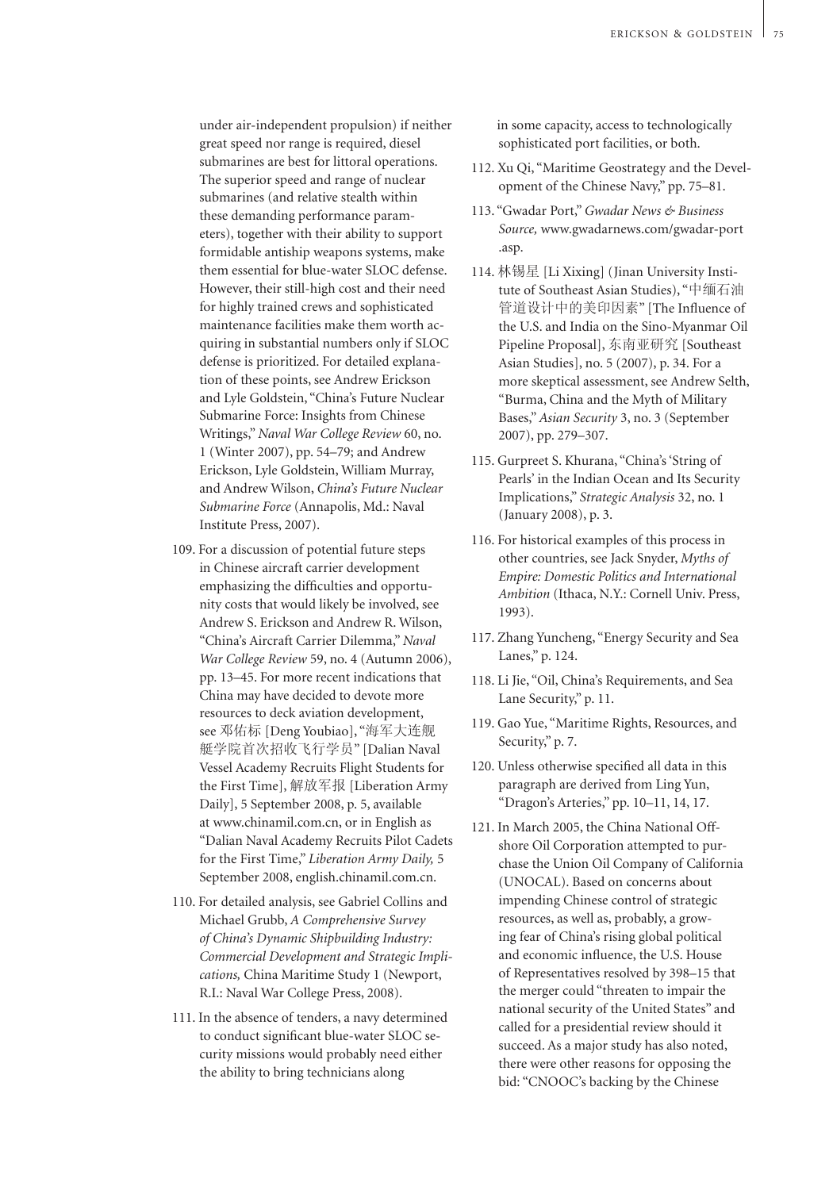under air-independent propulsion) if neither great speed nor range is required, diesel submarines are best for littoral operations. The superior speed and range of nuclear submarines (and relative stealth within these demanding performance parameters), together with their ability to support formidable antiship weapons systems, make them essential for blue-water SLOC defense. However, their still-high cost and their need for highly trained crews and sophisticated maintenance facilities make them worth acquiring in substantial numbers only if SLOC defense is prioritized. For detailed explanation of these points, see Andrew Erickson and Lyle Goldstein, "China's Future Nuclear Submarine Force: Insights from Chinese Writings," *Naval War College Review* 60, no. 1 (Winter 2007), pp. 54–79; and Andrew Erickson, Lyle Goldstein, William Murray, and Andrew Wilson, *China's Future Nuclear Submarine Force* (Annapolis, Md.: Naval Institute Press, 2007).

109. For a discussion of potential future steps in Chinese aircraft carrier development emphasizing the difficulties and opportunity costs that would likely be involved, see Andrew S. Erickson and Andrew R. Wilson, "China's Aircraft Carrier Dilemma," *Naval War College Review* 59, no. 4 (Autumn 2006), pp. 13–45. For more recent indications that China may have decided to devote more resources to deck aviation development, see 邓佑标 [Deng Youbiao], "海军大连舰艇学院首次招收飞行学员" [Dalian Naval Vessel Academy Recruits Flight Students for the First Time], 解放军报 [Liberation Army Daily], 5 September 2008, p. 5, available at www.chinamil.com.cn, or in English as "Dalian Naval Academy Recruits Pilot Cadets for the First Time," *Liberation Army Daily,* 5 September 2008, english.chinamil.com.cn.

110. For detailed analysis, see Gabriel Collins and Michael Grubb, *A Comprehensive Survey of China's Dynamic Shipbuilding Industry: Commercial Development and Strategic Implications,* China Maritime Study 1 (Newport, R.I.: Naval War College Press, 2008).

111. In the absence of tenders, a navy determined to conduct significant blue-water SLOC security missions would probably need either the ability to bring technicians along in some capacity, access to technologically sophisticated port facilities, or both.

112. Xu Qi, "Maritime Geostrategy and the Development of the Chinese Navy," pp. 75–81.

113. "Gwadar Port," *Gwadar News & Business Source,* www.gwadarnews.com/gwadar-port.asp.

114. 林锡星 [Li Xixing] (Jinan University Institute of Southeast Asian Studies), "中缅石油管道设计中的美印因素" [The Influence of the U.S. and India on the Sino-Myanmar Oil Pipeline Proposal], 东南亚研究 [Southeast Asian Studies], no. 5 (2007), p. 34. For a more skeptical assessment, see Andrew Selth, "Burma, China and the Myth of Military Bases," *Asian Security* 3, no. 3 (September 2007), pp. 279–307.

115. Gurpreet S. Khurana, "China's 'String of Pearls' in the Indian Ocean and Its Security Implications," *Strategic Analysis* 32, no. 1 (January 2008), p. 3.

116. For historical examples of this process in other countries, see Jack Snyder, *Myths of Empire: Domestic Politics and International Ambition* (Ithaca, N.Y.: Cornell Univ. Press, 1993).

117. Zhang Yuncheng, "Energy Security and Sea Lanes," p. 124.

118. Li Jie, "Oil, China's Requirements, and Sea Lane Security," p. 11.

119. Gao Yue, "Maritime Rights, Resources, and Security," p. 7.

120. Unless otherwise specified all data in this paragraph are derived from Ling Yun, "Dragon's Arteries," pp. 10–11, 14, 17.

121. In March 2005, the China National Offshore Oil Corporation attempted to purchase the Union Oil Company of California (UNOCAL). Based on concerns about impending Chinese control of strategic resources, as well as, probably, a growing fear of China's rising global political and economic influence, the U.S. House of Representatives resolved by 398–15 that the merger could "threaten to impair the national security of the United States" and called for a presidential review should it succeed. As a major study has also noted, there were other reasons for opposing the bid: "CNOOC's backing by the Chinese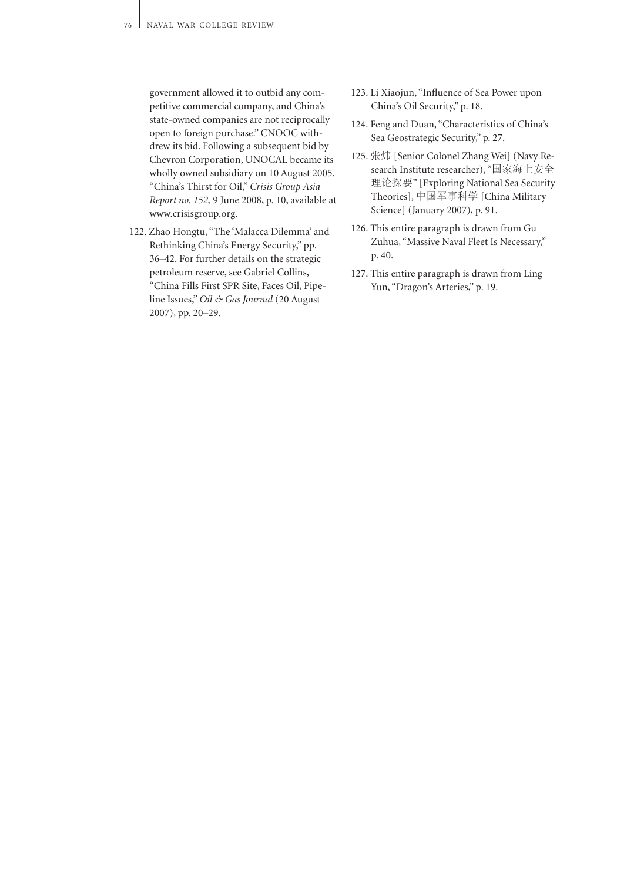government allowed it to outbid any competitive commercial company, and China's state-owned companies are not reciprocally open to foreign purchase." CNOOC withdrew its bid. Following a subsequent bid by Chevron Corporation, UNOCAL became its wholly owned subsidiary on 10 August 2005. "China's Thirst for Oil," *Crisis Group Asia Report no. 152,* 9 June 2008, p. 10, available at www.crisisgroup.org.

122. Zhao Hongtu, "The 'Malacca Dilemma' and Rethinking China's Energy Security," pp. 36–42. For further details on the strategic petroleum reserve, see Gabriel Collins, "China Fills First SPR Site, Faces Oil, Pipeline Issues," *Oil & Gas Journal* (20 August 2007), pp. 20–29.

123. Li Xiaojun, "Influence of Sea Power upon China's Oil Security," p. 18.

124. Feng and Duan, "Characteristics of China's Sea Geostrategic Security," p. 27.

125. 张炜 [Senior Colonel Zhang Wei] (Navy Research Institute researcher), "国家海上安全理论探要" [Exploring National Sea Security Theories], 中国军事科学 [China Military Science] (January 2007), p. 91.

126. This entire paragraph is drawn from Gu Zuhua, "Massive Naval Fleet Is Necessary," p. 40.

127. This entire paragraph is drawn from Ling Yun, "Dragon's Arteries," p. 19.